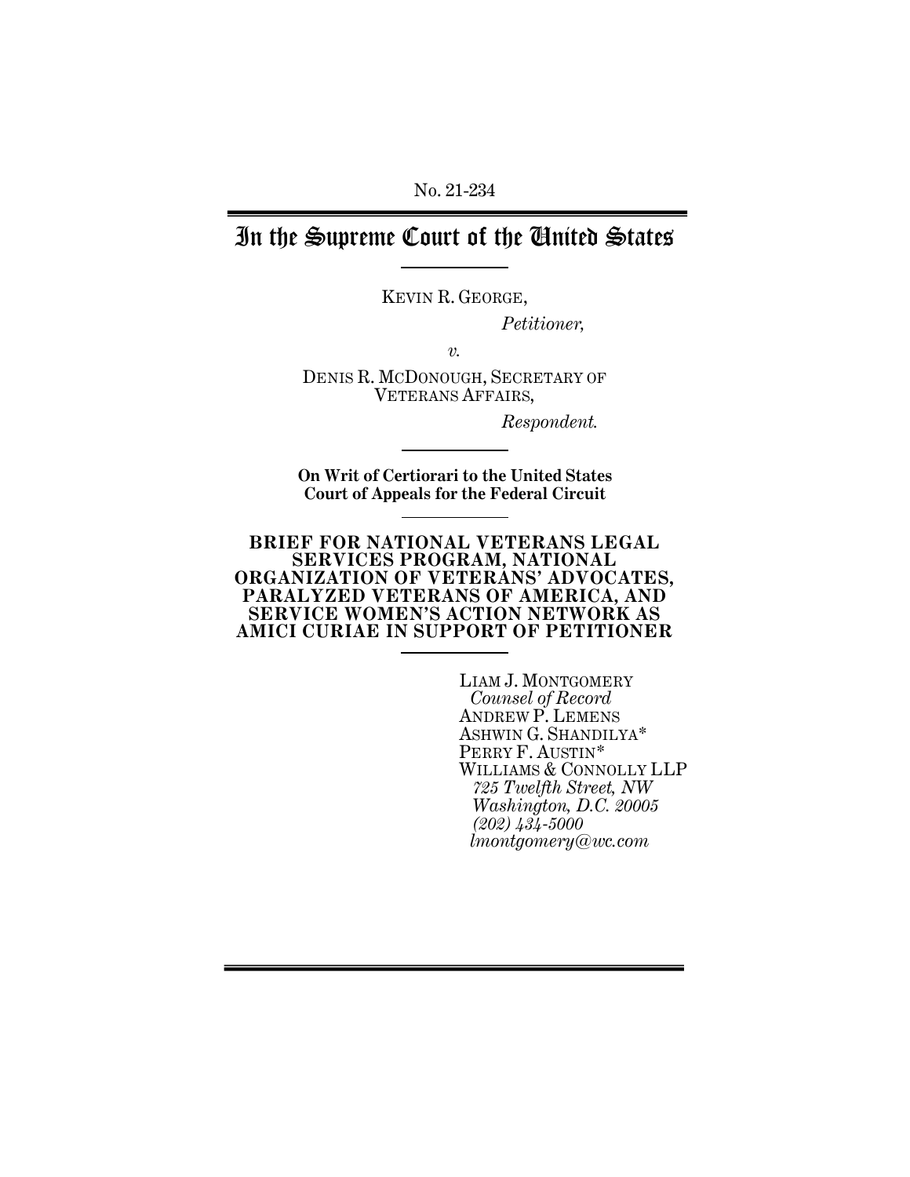No. 21-234

# In the Supreme Court of the United States

KEVIN R. GEORGE,

*Petitioner,*

*v.*

DENIS R. MCDONOUGH, SECRETARY OF VETERANS AFFAIRS,

*Respondent.*

**On Writ of Certiorari to the United States Court of Appeals for the Federal Circuit**

**BRIEF FOR NATIONAL VETERANS LEGAL SERVICES PROGRAM, NATIONAL ORGANIZATION OF VETERANS' ADVOCATES, PARALYZED VETERANS OF AMERICA, AND SERVICE WOMEN'S ACTION NETWORK AS AMICI CURIAE IN SUPPORT OF PETITIONER**

LIAM J. MONTGOMERY
*Counsel of Record*
ANDREW P. LEMENS
ASHWIN G. SHANDILYA*
PERRY F. AUSTIN*
WILLIAMS & CONNOLLY LLP
*725 Twelfth Street, NW*
*Washington, D.C. 20005*
*(202) 434-5000*
*lmontgomery@wc.com*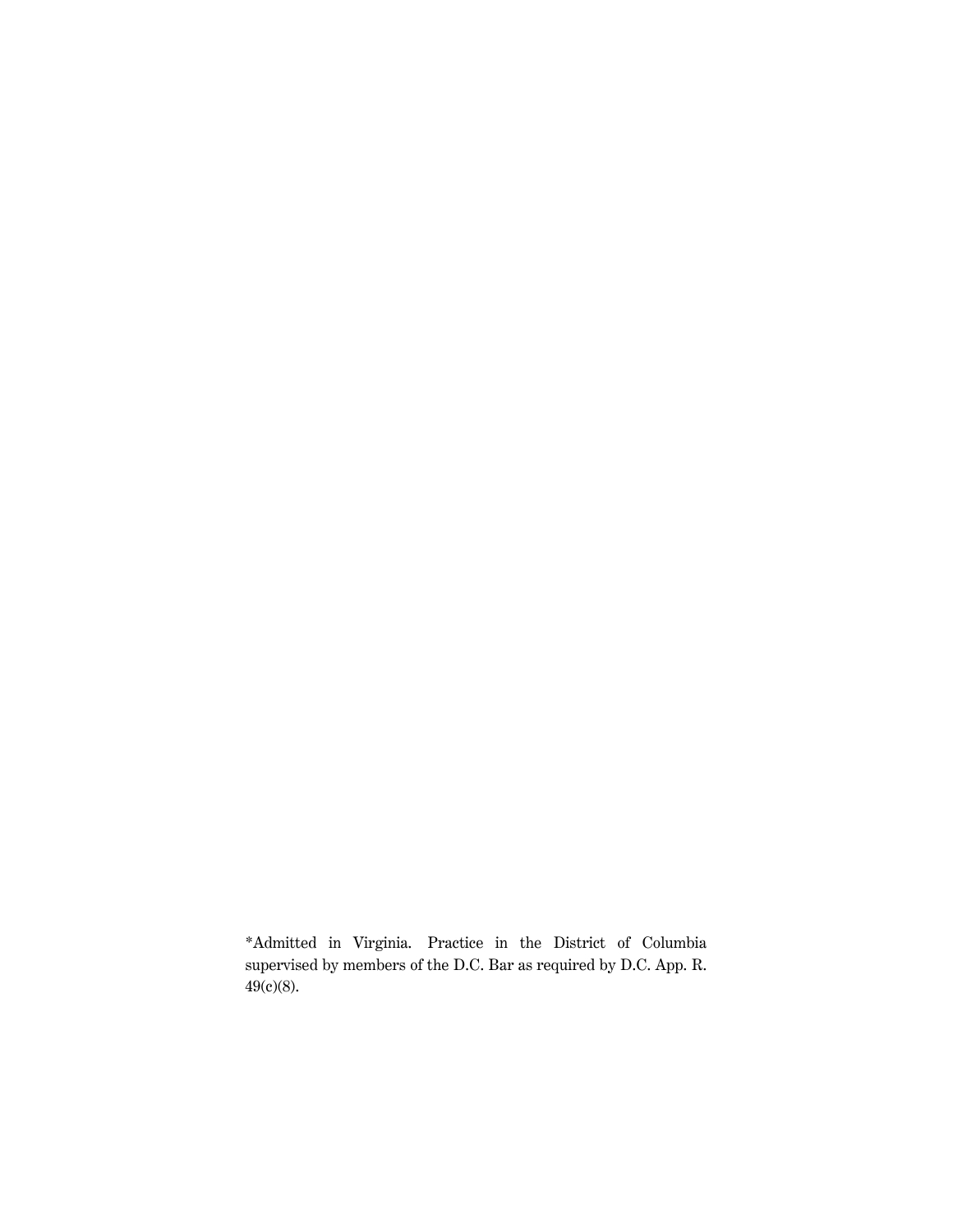*Admitted in Virginia. Practice in the District of Columbia supervised by members of the D.C. Bar as required by D.C. App. R. 49(c)(8).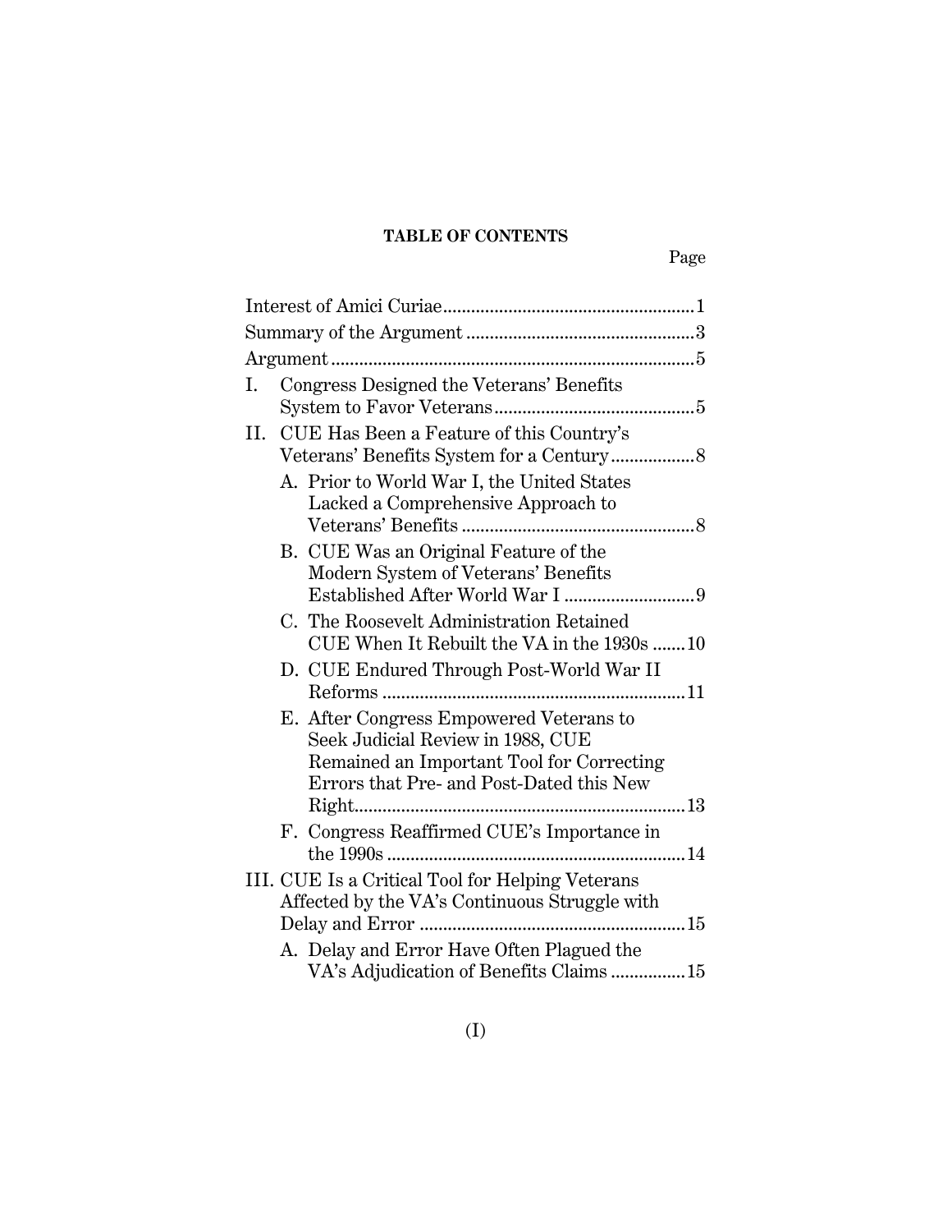**TABLE OF CONTENTS**

| | Page |
|---|---|
| Interest of Amici Curiae | 1 |
| Summary of the Argument | 3 |
| Argument | 5 |
| I. Congress Designed the Veterans' Benefits System to Favor Veterans | 5 |
| II. CUE Has Been a Feature of this Country's Veterans' Benefits System for a Century | 8 |
| A. Prior to World War I, the United States Lacked a Comprehensive Approach to Veterans' Benefits | 8 |
| B. CUE Was an Original Feature of the Modern System of Veterans' Benefits Established After World War I | 9 |
| C. The Roosevelt Administration Retained CUE When It Rebuilt the VA in the 1930s | 10 |
| D. CUE Endured Through Post-World War II Reforms | 11 |
| E. After Congress Empowered Veterans to Seek Judicial Review in 1988, CUE Remained an Important Tool for Correcting Errors that Pre- and Post-Dated this New Right | 13 |
| F. Congress Reaffirmed CUE's Importance in the 1990s | 14 |
| III. CUE Is a Critical Tool for Helping Veterans Affected by the VA's Continuous Struggle with Delay and Error | 15 |
| A. Delay and Error Have Often Plagued the VA's Adjudication of Benefits Claims | 15 |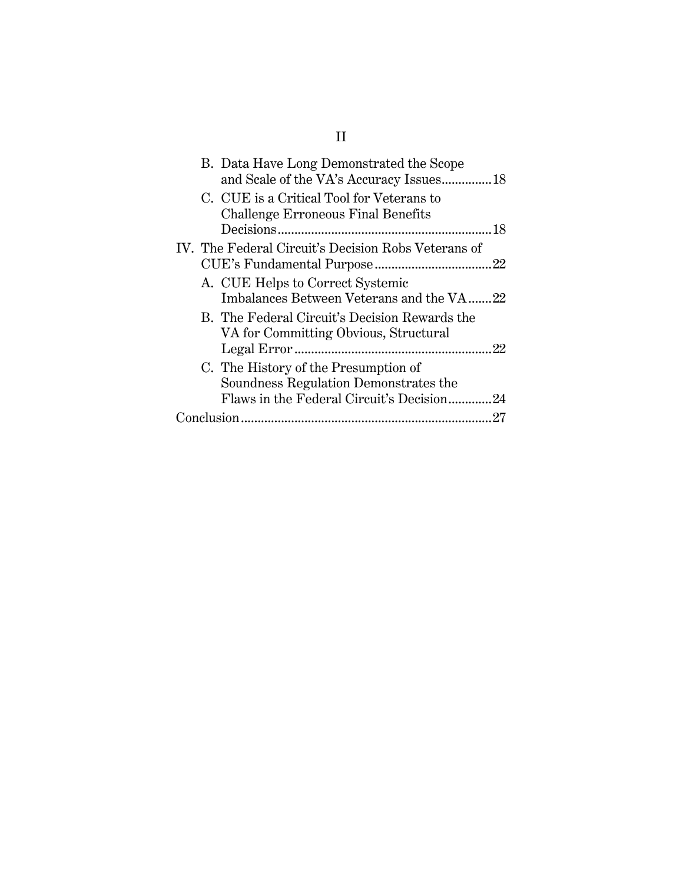B. Data Have Long Demonstrated the Scope and Scale of the VA's Accuracy Issues..............18

C. CUE is a Critical Tool for Veterans to Challenge Erroneous Final Benefits Decisions..............18

IV. The Federal Circuit's Decision Robs Veterans of CUE's Fundamental Purpose..............22

A. CUE Helps to Correct Systemic Imbalances Between Veterans and the VA..............22

B. The Federal Circuit's Decision Rewards the VA for Committing Obvious, Structural Legal Error..............22

C. The History of the Presumption of Soundness Regulation Demonstrates the Flaws in the Federal Circuit's Decision..............24

Conclusion..............27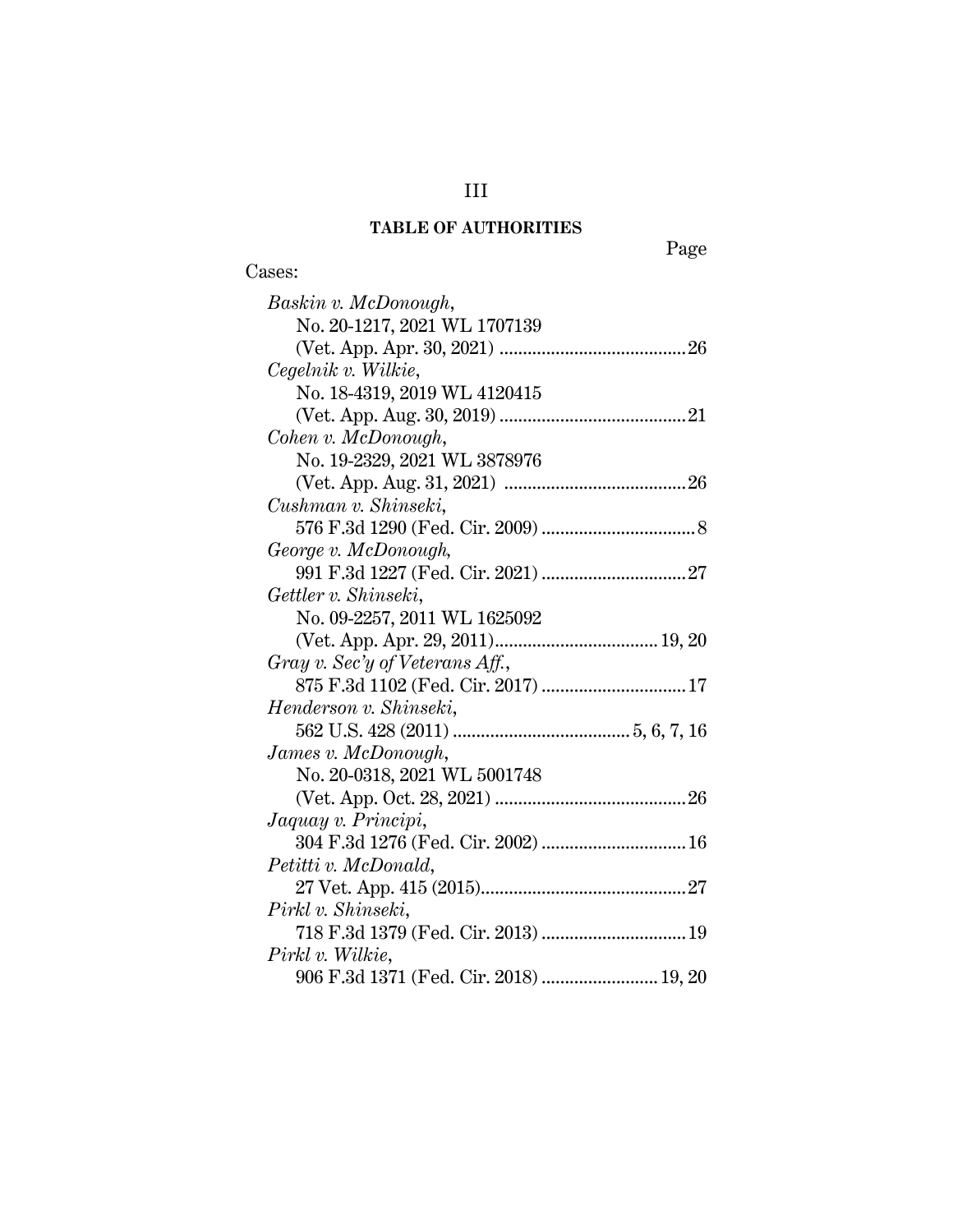## TABLE OF AUTHORITIES

Page

Cases:

*Baskin v. McDonough*, No. 20-1217, 2021 WL 1707139 (Vet. App. Apr. 30, 2021) ........................................ 26

*Cegelnik v. Wilkie*, No. 18-4319, 2019 WL 4120415 (Vet. App. Aug. 30, 2019) ........................................ 21

*Cohen v. McDonough*, No. 19-2329, 2021 WL 3878976 (Vet. App. Aug. 31, 2021) ........................................ 26

*Cushman v. Shinseki*, 576 F.3d 1290 (Fed. Cir. 2009) ................................ 8

*George v. McDonough*, 991 F.3d 1227 (Fed. Cir. 2021) .............................. 27

*Gettler v. Shinseki*, No. 09-2257, 2011 WL 1625092 (Vet. App. Apr. 29, 2011) .................................. 19, 20

*Gray v. Sec'y of Veterans Aff.*, 875 F.3d 1102 (Fed. Cir. 2017) .............................. 17

*Henderson v. Shinseki*, 562 U.S. 428 (2011) ...................................... 5, 6, 7, 16

*James v. McDonough*, No. 20-0318, 2021 WL 5001748 (Vet. App. Oct. 28, 2021) ........................................ 26

*Jaquay v. Principi*, 304 F.3d 1276 (Fed. Cir. 2002) .............................. 16

*Petitti v. McDonald*, 27 Vet. App. 415 (2015) ............................................ 27

*Pirkl v. Shinseki*, 718 F.3d 1379 (Fed. Cir. 2013) .............................. 19

*Pirkl v. Wilkie*, 906 F.3d 1371 (Fed. Cir. 2018) ........................ 19, 20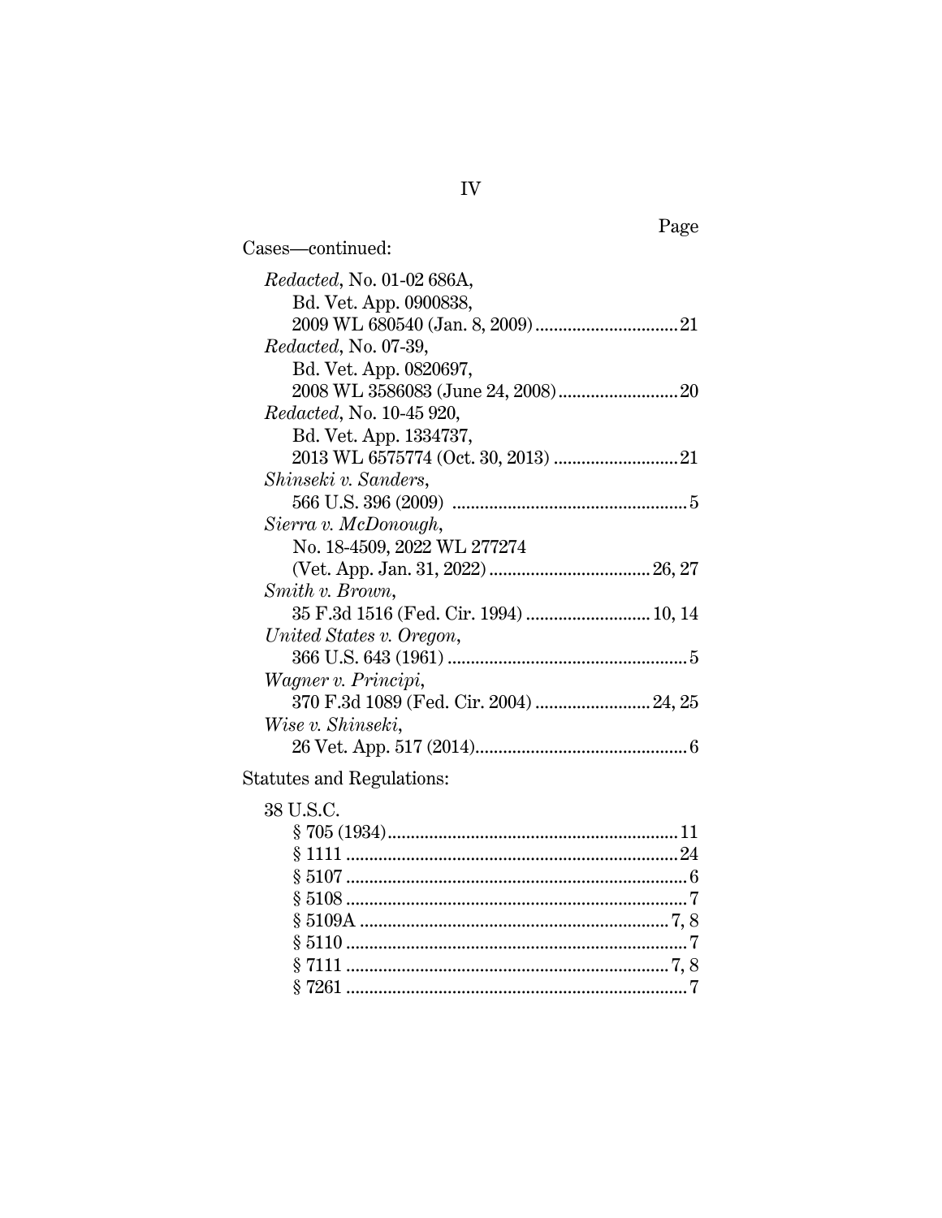Page

Cases—continued:

*Redacted*, No. 01-02 686A, Bd. Vet. App. 0900838, 2009 WL 680540 (Jan. 8, 2009) .......... 21

*Redacted*, No. 07-39, Bd. Vet. App. 0820697, 2008 WL 3586083 (June 24, 2008) .......... 20

*Redacted*, No. 10-45 920, Bd. Vet. App. 1334737, 2013 WL 6575774 (Oct. 30, 2013) .......... 21

*Shinseki v. Sanders*, 566 U.S. 396 (2009) .......... 5

*Sierra v. McDonough*, No. 18-4509, 2022 WL 277274 (Vet. App. Jan. 31, 2022) .......... 26, 27

*Smith v. Brown*, 35 F.3d 1516 (Fed. Cir. 1994) .......... 10, 14

*United States v. Oregon*, 366 U.S. 643 (1961) .......... 5

*Wagner v. Principi*, 370 F.3d 1089 (Fed. Cir. 2004) .......... 24, 25

*Wise v. Shinseki*, 26 Vet. App. 517 (2014) .......... 6

Statutes and Regulations:

38 U.S.C.

- § 705 (1934) .......... 11
- § 1111 .......... 24
- § 5107 .......... 6
- § 5108 .......... 7
- § 5109A .......... 7, 8
- § 5110 .......... 7
- § 7111 .......... 7, 8
- § 7261 .......... 7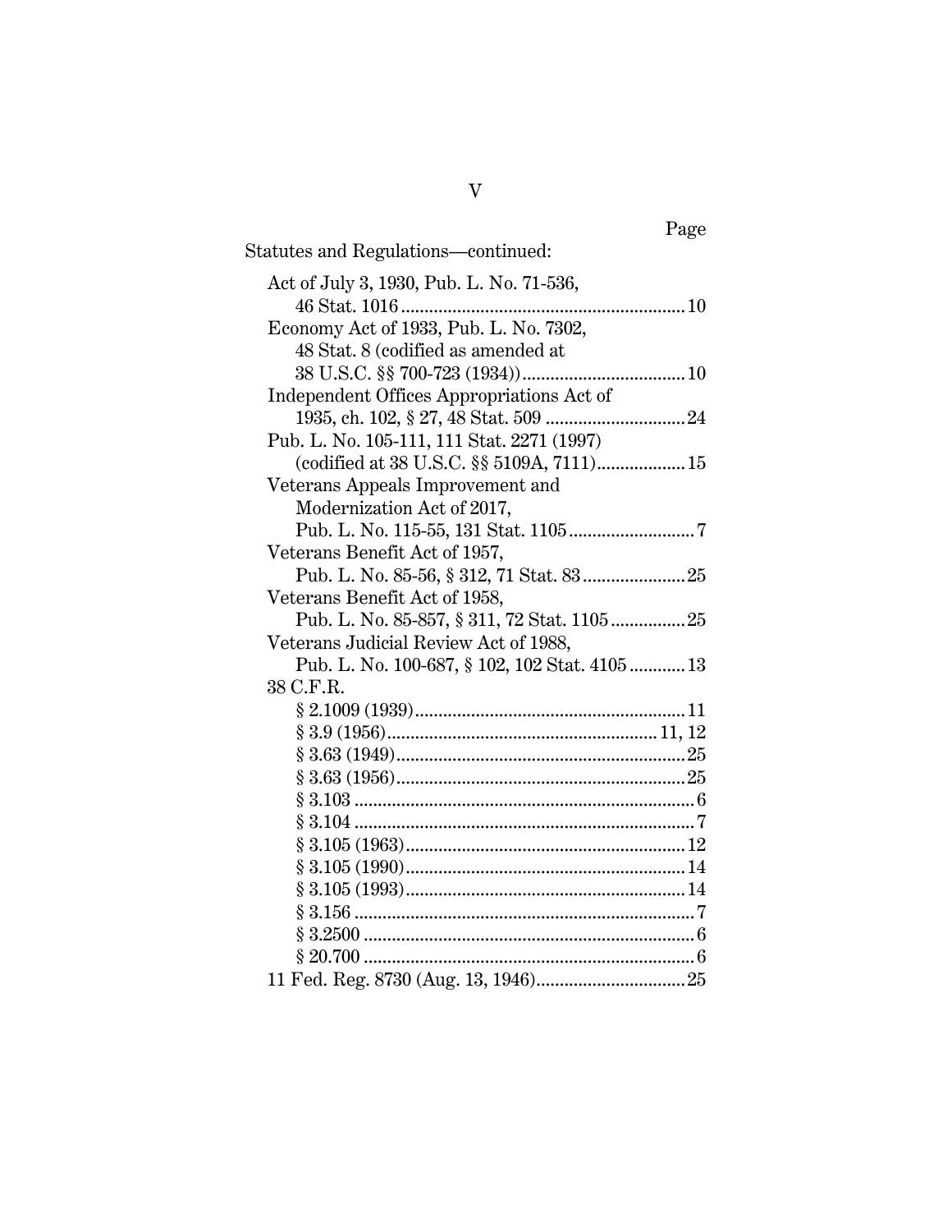Page

Statutes and Regulations—continued:

- Act of July 3, 1930, Pub. L. No. 71-536, 46 Stat. 1016 .......... 10
- Economy Act of 1933, Pub. L. No. 7302, 48 Stat. 8 (codified as amended at 38 U.S.C. §§ 700-723 (1934)) .......... 10
- Independent Offices Appropriations Act of 1935, ch. 102, § 27, 48 Stat. 509 .......... 24
- Pub. L. No. 105-111, 111 Stat. 2271 (1997) (codified at 38 U.S.C. §§ 5109A, 7111) .......... 15
- Veterans Appeals Improvement and Modernization Act of 2017, Pub. L. No. 115-55, 131 Stat. 1105 .......... 7
- Veterans Benefit Act of 1957, Pub. L. No. 85-56, § 312, 71 Stat. 83 .......... 25
- Veterans Benefit Act of 1958, Pub. L. No. 85-857, § 311, 72 Stat. 1105 .......... 25
- Veterans Judicial Review Act of 1988, Pub. L. No. 100-687, § 102, 102 Stat. 4105 .......... 13
- 38 C.F.R.
  - § 2.1009 (1939) .......... 11
  - § 3.9 (1956) .......... 11, 12
  - § 3.63 (1949) .......... 25
  - § 3.63 (1956) .......... 25
  - § 3.103 .......... 6
  - § 3.104 .......... 7
  - § 3.105 (1963) .......... 12
  - § 3.105 (1990) .......... 14
  - § 3.105 (1993) .......... 14
  - § 3.156 .......... 7
  - § 3.2500 .......... 6
  - § 20.700 .......... 6
- 11 Fed. Reg. 8730 (Aug. 13, 1946) .......... 25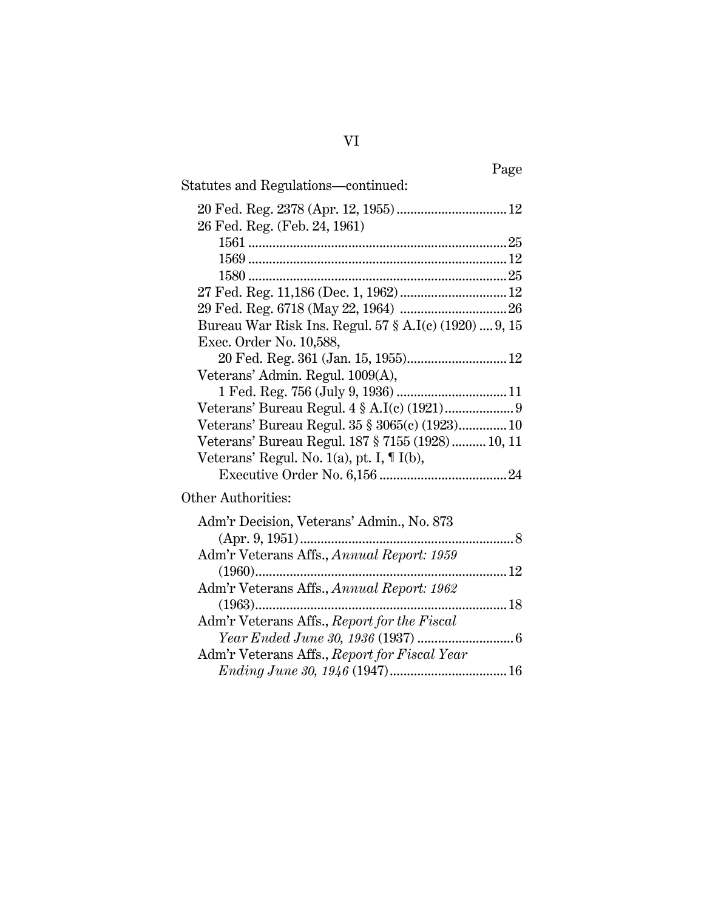Statutes and Regulations—continued:

| | Page |
|---|---|
| 20 Fed. Reg. 2378 (Apr. 12, 1955) | 12 |
| 26 Fed. Reg. (Feb. 24, 1961) | |
| 1561 | 25 |
| 1569 | 12 |
| 1580 | 25 |
| 27 Fed. Reg. 11,186 (Dec. 1, 1962) | 12 |
| 29 Fed. Reg. 6718 (May 22, 1964) | 26 |
| Bureau War Risk Ins. Regul. 57 § A.I(c) (1920) | 9, 15 |
| Exec. Order No. 10,588, 20 Fed. Reg. 361 (Jan. 15, 1955) | 12 |
| Veterans' Admin. Regul. 1009(A), 1 Fed. Reg. 756 (July 9, 1936) | 11 |
| Veterans' Bureau Regul. 4 § A.I(c) (1921) | 9 |
| Veterans' Bureau Regul. 35 § 3065(c) (1923) | 10 |
| Veterans' Bureau Regul. 187 § 7155 (1928) | 10, 11 |
| Veterans' Regul. No. 1(a), pt. I, ¶ I(b), Executive Order No. 6,156 | 24 |

Other Authorities:

| | Page |
|---|---|
| Adm'r Decision, Veterans' Admin., No. 873 (Apr. 9, 1951) | 8 |
| Adm'r Veterans Affs., *Annual Report: 1959* (1960) | 12 |
| Adm'r Veterans Affs., *Annual Report: 1962* (1963) | 18 |
| Adm'r Veterans Affs., *Report for the Fiscal Year Ended June 30, 1936* (1937) | 6 |
| Adm'r Veterans Affs., *Report for Fiscal Year Ending June 30, 1946* (1947) | 16 |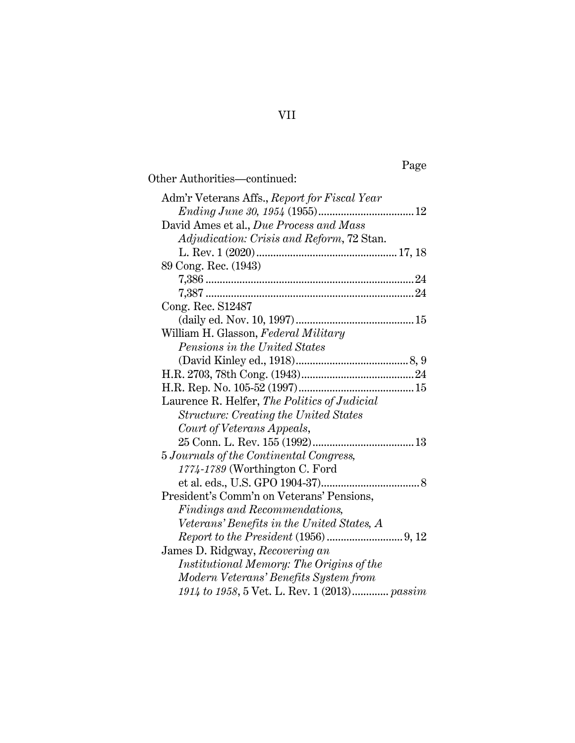Page

Other Authorities—continued:

Adm'r Veterans Affs., *Report for Fiscal Year Ending June 30, 1954* (1955) .......... 12

David Ames et al., *Due Process and Mass Adjudication: Crisis and Reform*, 72 Stan. L. Rev. 1 (2020) .......... 17, 18

89 Cong. Rec. (1943)
- 7,386 .......... 24
- 7,387 .......... 24

Cong. Rec. S12487 (daily ed. Nov. 10, 1997) .......... 15

William H. Glasson, *Federal Military Pensions in the United States* (David Kinley ed., 1918) .......... 8, 9

H.R. 2703, 78th Cong. (1943) .......... 24

H.R. Rep. No. 105-52 (1997) .......... 15

Laurence R. Helfer, *The Politics of Judicial Structure: Creating the United States Court of Veterans Appeals*, 25 Conn. L. Rev. 155 (1992) .......... 13

5 *Journals of the Continental Congress, 1774-1789* (Worthington C. Ford et al. eds., U.S. GPO 1904-37) .......... 8

President's Comm'n on Veterans' Pensions, *Findings and Recommendations, Veterans' Benefits in the United States, A Report to the President* (1956) .......... 9, 12

James D. Ridgway, *Recovering an Institutional Memory: The Origins of the Modern Veterans' Benefits System from 1914 to 1958*, 5 Vet. L. Rev. 1 (2013) .......... *passim*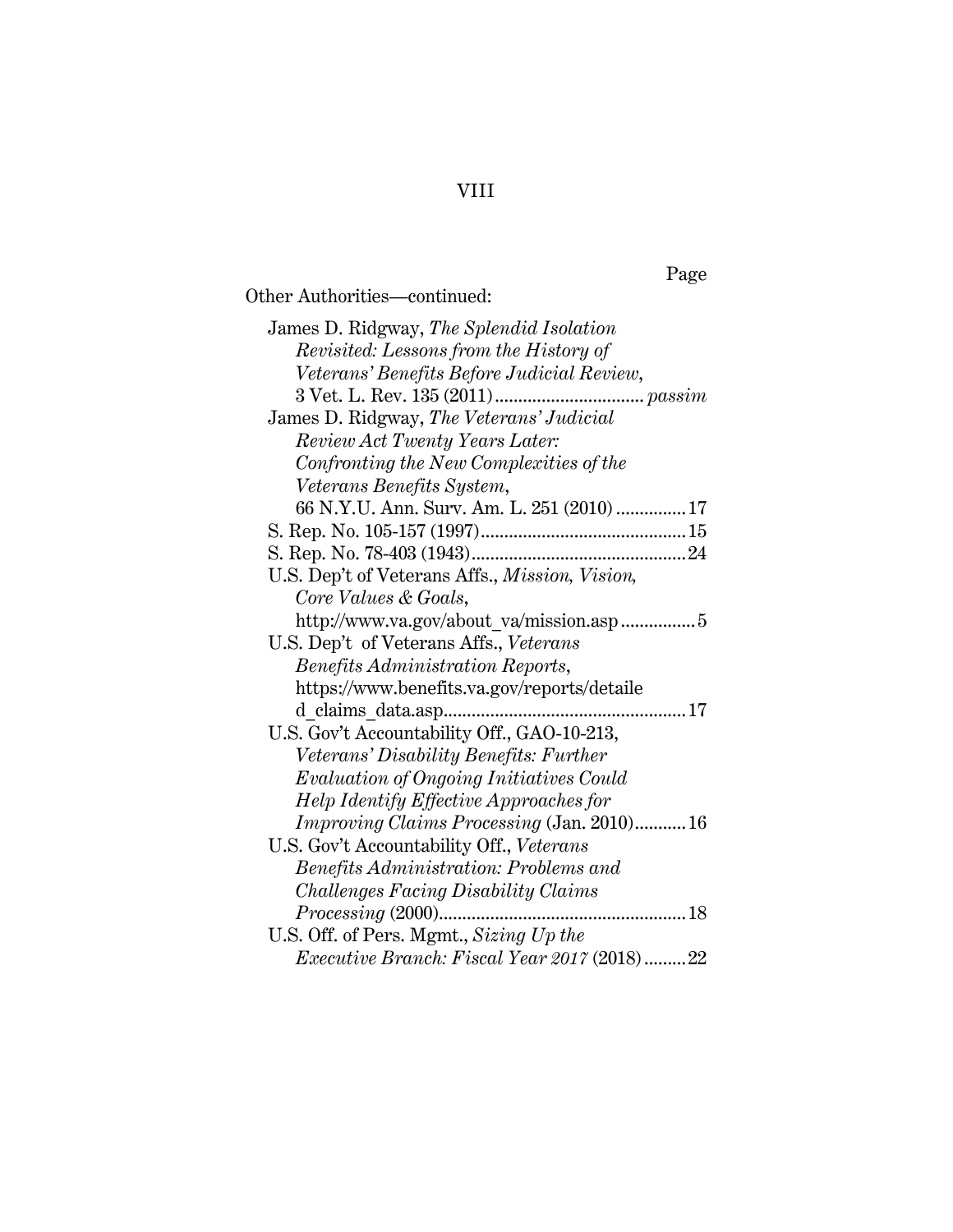Page

Other Authorities—continued:

James D. Ridgway, *The Splendid Isolation Revisited: Lessons from the History of Veterans' Benefits Before Judicial Review*, 3 Vet. L. Rev. 135 (2011) ................................ *passim*

James D. Ridgway, *The Veterans' Judicial Review Act Twenty Years Later: Confronting the New Complexities of the Veterans Benefits System*, 66 N.Y.U. Ann. Surv. Am. L. 251 (2010) ............... 17

S. Rep. No. 105-157 (1997) ............................................ 15

S. Rep. No. 78-403 (1943) .............................................. 24

U.S. Dep't of Veterans Affs., *Mission, Vision, Core Values & Goals*, http://www.va.gov/about_va/mission.asp ................ 5

U.S. Dep't of Veterans Affs., *Veterans Benefits Administration Reports*, https://www.benefits.va.gov/reports/detailed_claims_data.asp .................................................... 17

U.S. Gov't Accountability Off., GAO-10-213, *Veterans' Disability Benefits: Further Evaluation of Ongoing Initiatives Could Help Identify Effective Approaches for Improving Claims Processing* (Jan. 2010) ........... 16

U.S. Gov't Accountability Off., *Veterans Benefits Administration: Problems and Challenges Facing Disability Claims Processing* (2000) ..................................................... 18

U.S. Off. of Pers. Mgmt., *Sizing Up the Executive Branch: Fiscal Year 2017* (2018) ......... 22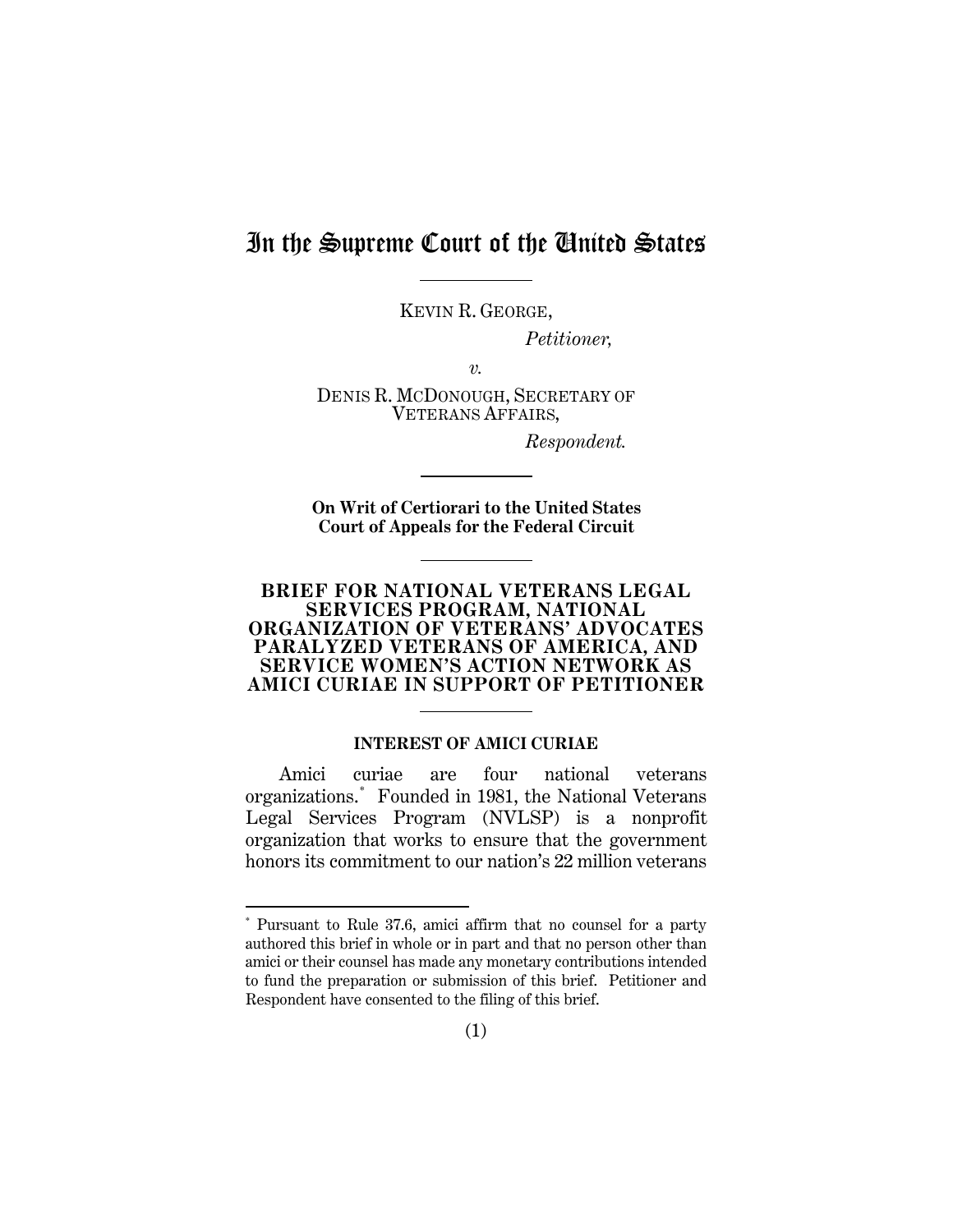# In the Supreme Court of the United States

KEVIN R. GEORGE,

*Petitioner,*

*v.*

DENIS R. MCDONOUGH, SECRETARY OF VETERANS AFFAIRS,

*Respondent.*

**On Writ of Certiorari to the United States Court of Appeals for the Federal Circuit**

**BRIEF FOR NATIONAL VETERANS LEGAL SERVICES PROGRAM, NATIONAL ORGANIZATION OF VETERANS' ADVOCATES PARALYZED VETERANS OF AMERICA, AND SERVICE WOMEN'S ACTION NETWORK AS AMICI CURIAE IN SUPPORT OF PETITIONER**

## INTEREST OF AMICI CURIAE

Amici curiae are four national veterans organizations.* Founded in 1981, the National Veterans Legal Services Program (NVLSP) is a nonprofit organization that works to ensure that the government honors its commitment to our nation's 22 million veterans

* Pursuant to Rule 37.6, amici affirm that no counsel for a party authored this brief in whole or in part and that no person other than amici or their counsel has made any monetary contributions intended to fund the preparation or submission of this brief. Petitioner and Respondent have consented to the filing of this brief.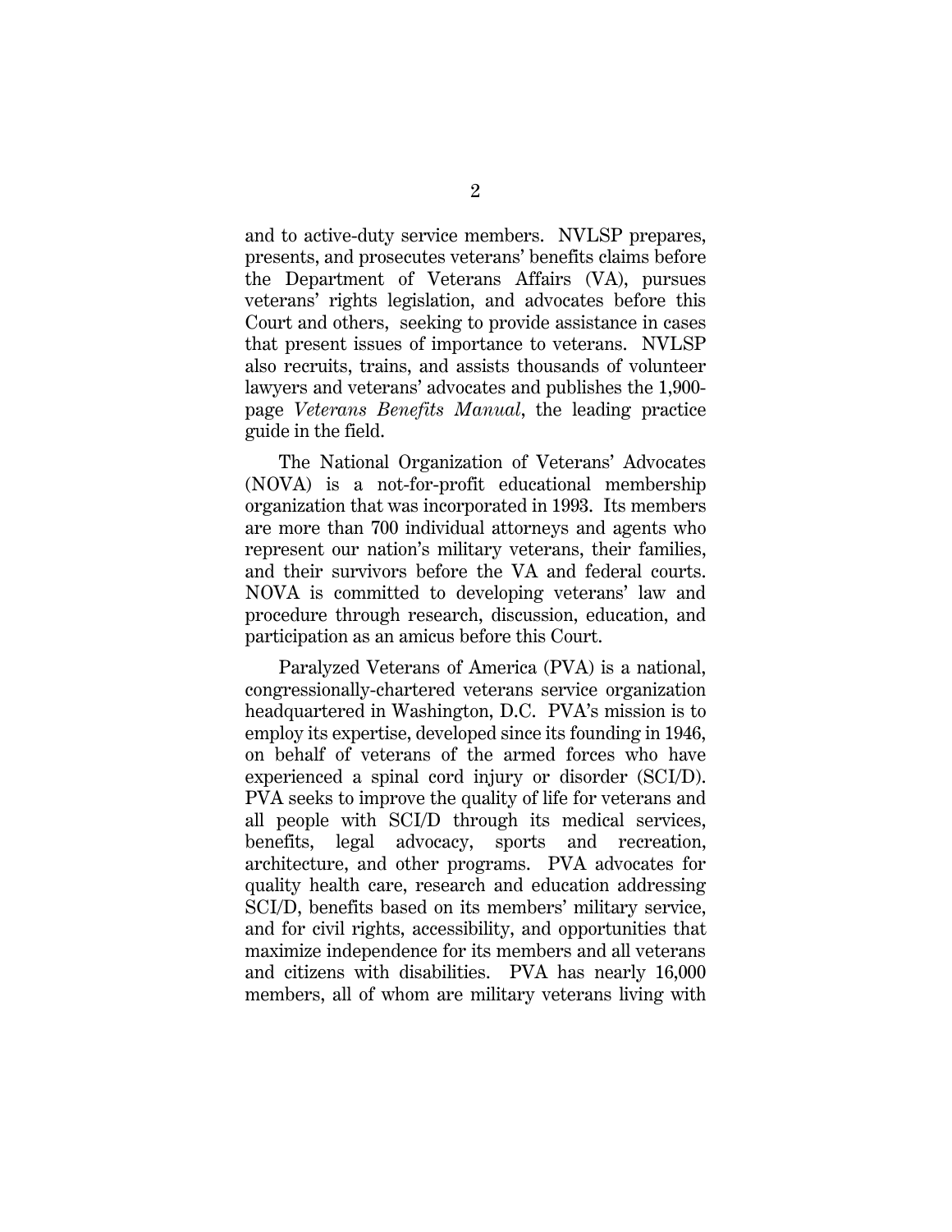and to active-duty service members. NVLSP prepares, presents, and prosecutes veterans' benefits claims before the Department of Veterans Affairs (VA), pursues veterans' rights legislation, and advocates before this Court and others, seeking to provide assistance in cases that present issues of importance to veterans. NVLSP also recruits, trains, and assists thousands of volunteer lawyers and veterans' advocates and publishes the 1,900-page *Veterans Benefits Manual*, the leading practice guide in the field.

The National Organization of Veterans' Advocates (NOVA) is a not-for-profit educational membership organization that was incorporated in 1993. Its members are more than 700 individual attorneys and agents who represent our nation's military veterans, their families, and their survivors before the VA and federal courts. NOVA is committed to developing veterans' law and procedure through research, discussion, education, and participation as an amicus before this Court.

Paralyzed Veterans of America (PVA) is a national, congressionally-chartered veterans service organization headquartered in Washington, D.C. PVA's mission is to employ its expertise, developed since its founding in 1946, on behalf of veterans of the armed forces who have experienced a spinal cord injury or disorder (SCI/D). PVA seeks to improve the quality of life for veterans and all people with SCI/D through its medical services, benefits, legal advocacy, sports and recreation, architecture, and other programs. PVA advocates for quality health care, research and education addressing SCI/D, benefits based on its members' military service, and for civil rights, accessibility, and opportunities that maximize independence for its members and all veterans and citizens with disabilities. PVA has nearly 16,000 members, all of whom are military veterans living with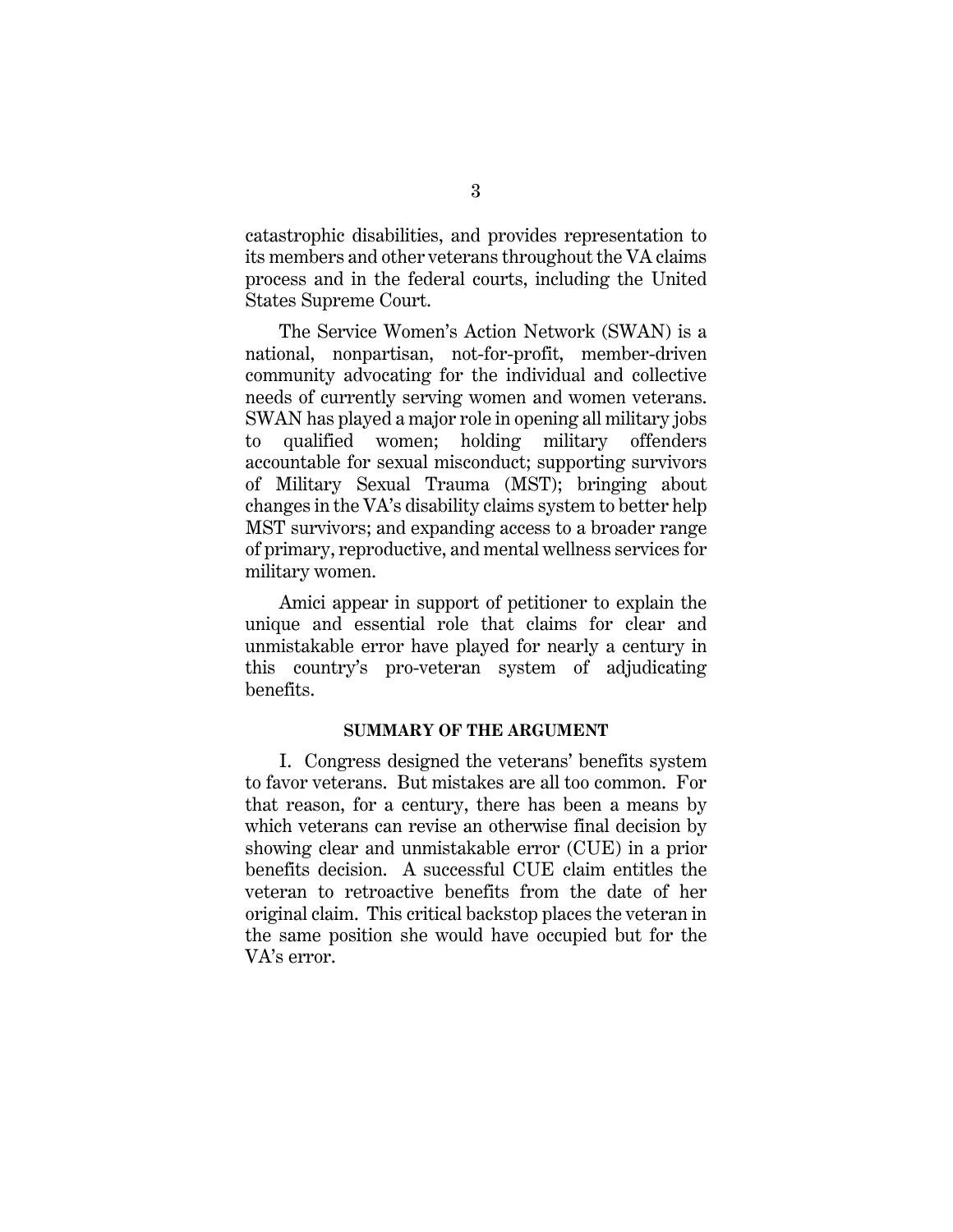catastrophic disabilities, and provides representation to its members and other veterans throughout the VA claims process and in the federal courts, including the United States Supreme Court.

The Service Women's Action Network (SWAN) is a national, nonpartisan, not-for-profit, member-driven community advocating for the individual and collective needs of currently serving women and women veterans. SWAN has played a major role in opening all military jobs to qualified women; holding military offenders accountable for sexual misconduct; supporting survivors of Military Sexual Trauma (MST); bringing about changes in the VA's disability claims system to better help MST survivors; and expanding access to a broader range of primary, reproductive, and mental wellness services for military women.

Amici appear in support of petitioner to explain the unique and essential role that claims for clear and unmistakable error have played for nearly a century in this country's pro-veteran system of adjudicating benefits.

## SUMMARY OF THE ARGUMENT

I. Congress designed the veterans' benefits system to favor veterans. But mistakes are all too common. For that reason, for a century, there has been a means by which veterans can revise an otherwise final decision by showing clear and unmistakable error (CUE) in a prior benefits decision. A successful CUE claim entitles the veteran to retroactive benefits from the date of her original claim. This critical backstop places the veteran in the same position she would have occupied but for the VA's error.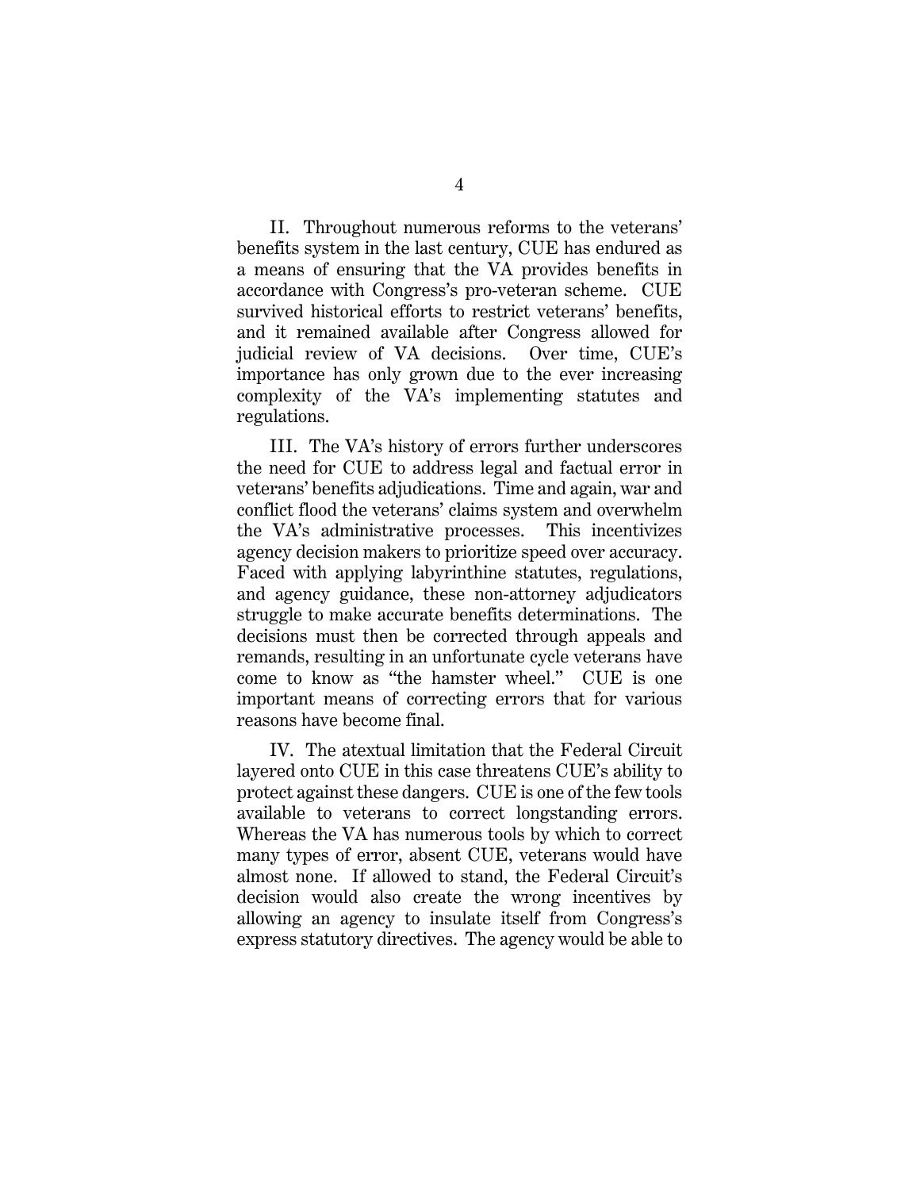II. Throughout numerous reforms to the veterans' benefits system in the last century, CUE has endured as a means of ensuring that the VA provides benefits in accordance with Congress's pro-veteran scheme. CUE survived historical efforts to restrict veterans' benefits, and it remained available after Congress allowed for judicial review of VA decisions. Over time, CUE's importance has only grown due to the ever increasing complexity of the VA's implementing statutes and regulations.

III. The VA's history of errors further underscores the need for CUE to address legal and factual error in veterans' benefits adjudications. Time and again, war and conflict flood the veterans' claims system and overwhelm the VA's administrative processes. This incentivizes agency decision makers to prioritize speed over accuracy. Faced with applying labyrinthine statutes, regulations, and agency guidance, these non-attorney adjudicators struggle to make accurate benefits determinations. The decisions must then be corrected through appeals and remands, resulting in an unfortunate cycle veterans have come to know as "the hamster wheel." CUE is one important means of correcting errors that for various reasons have become final.

IV. The atextual limitation that the Federal Circuit layered onto CUE in this case threatens CUE's ability to protect against these dangers. CUE is one of the few tools available to veterans to correct longstanding errors. Whereas the VA has numerous tools by which to correct many types of error, absent CUE, veterans would have almost none. If allowed to stand, the Federal Circuit's decision would also create the wrong incentives by allowing an agency to insulate itself from Congress's express statutory directives. The agency would be able to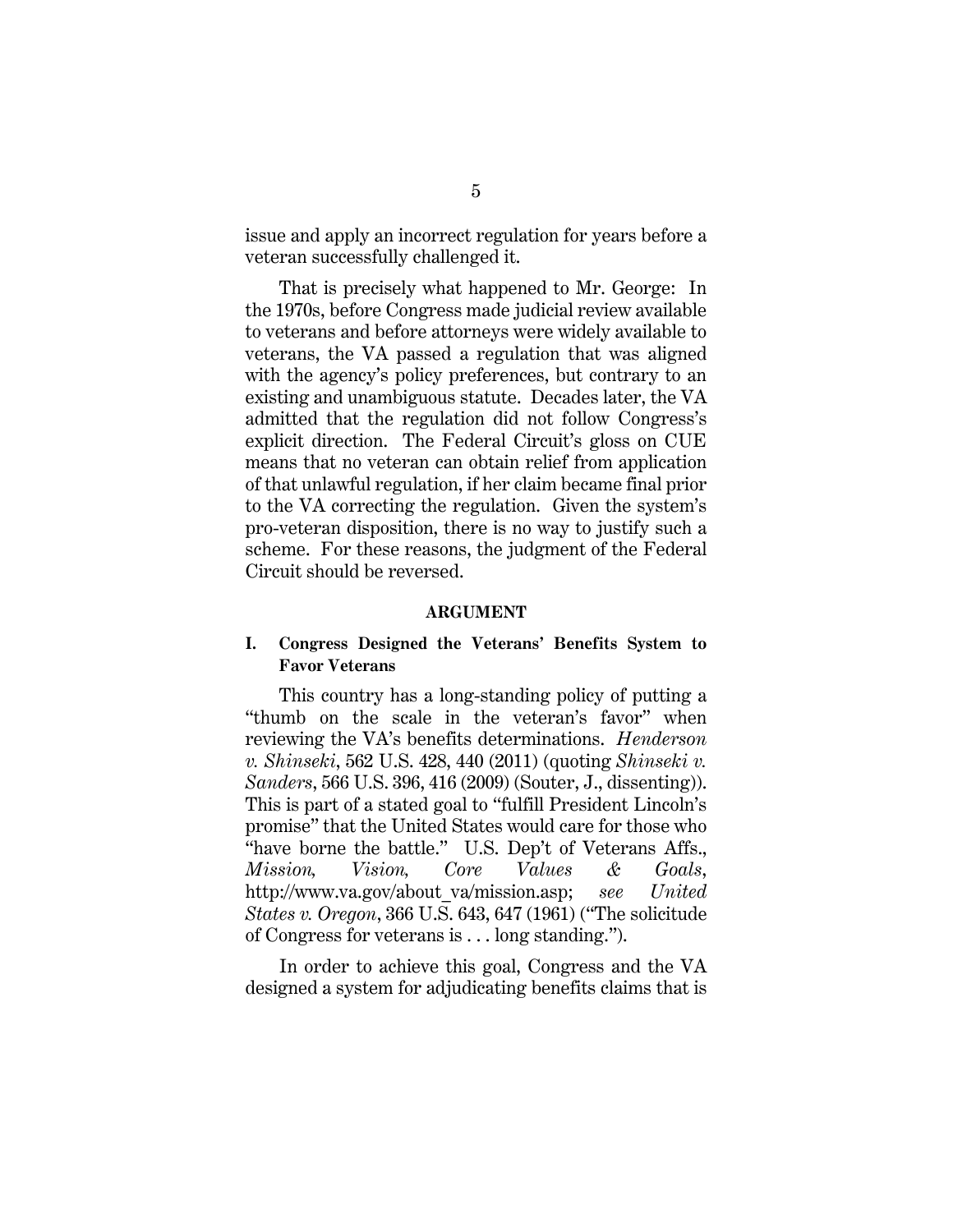issue and apply an incorrect regulation for years before a veteran successfully challenged it.

That is precisely what happened to Mr. George: In the 1970s, before Congress made judicial review available to veterans and before attorneys were widely available to veterans, the VA passed a regulation that was aligned with the agency's policy preferences, but contrary to an existing and unambiguous statute. Decades later, the VA admitted that the regulation did not follow Congress's explicit direction. The Federal Circuit's gloss on CUE means that no veteran can obtain relief from application of that unlawful regulation, if her claim became final prior to the VA correcting the regulation. Given the system's pro-veteran disposition, there is no way to justify such a scheme. For these reasons, the judgment of the Federal Circuit should be reversed.

## ARGUMENT

### I. Congress Designed the Veterans' Benefits System to Favor Veterans

This country has a long-standing policy of putting a "thumb on the scale in the veteran's favor" when reviewing the VA's benefits determinations. *Henderson v. Shinseki*, 562 U.S. 428, 440 (2011) (quoting *Shinseki v. Sanders*, 566 U.S. 396, 416 (2009) (Souter, J., dissenting)). This is part of a stated goal to "fulfill President Lincoln's promise" that the United States would care for those who "have borne the battle." U.S. Dep't of Veterans Affs., *Mission, Vision, Core Values & Goals*, http://www.va.gov/about_va/mission.asp; *see United States v. Oregon*, 366 U.S. 643, 647 (1961) ("The solicitude of Congress for veterans is . . . long standing.").

In order to achieve this goal, Congress and the VA designed a system for adjudicating benefits claims that is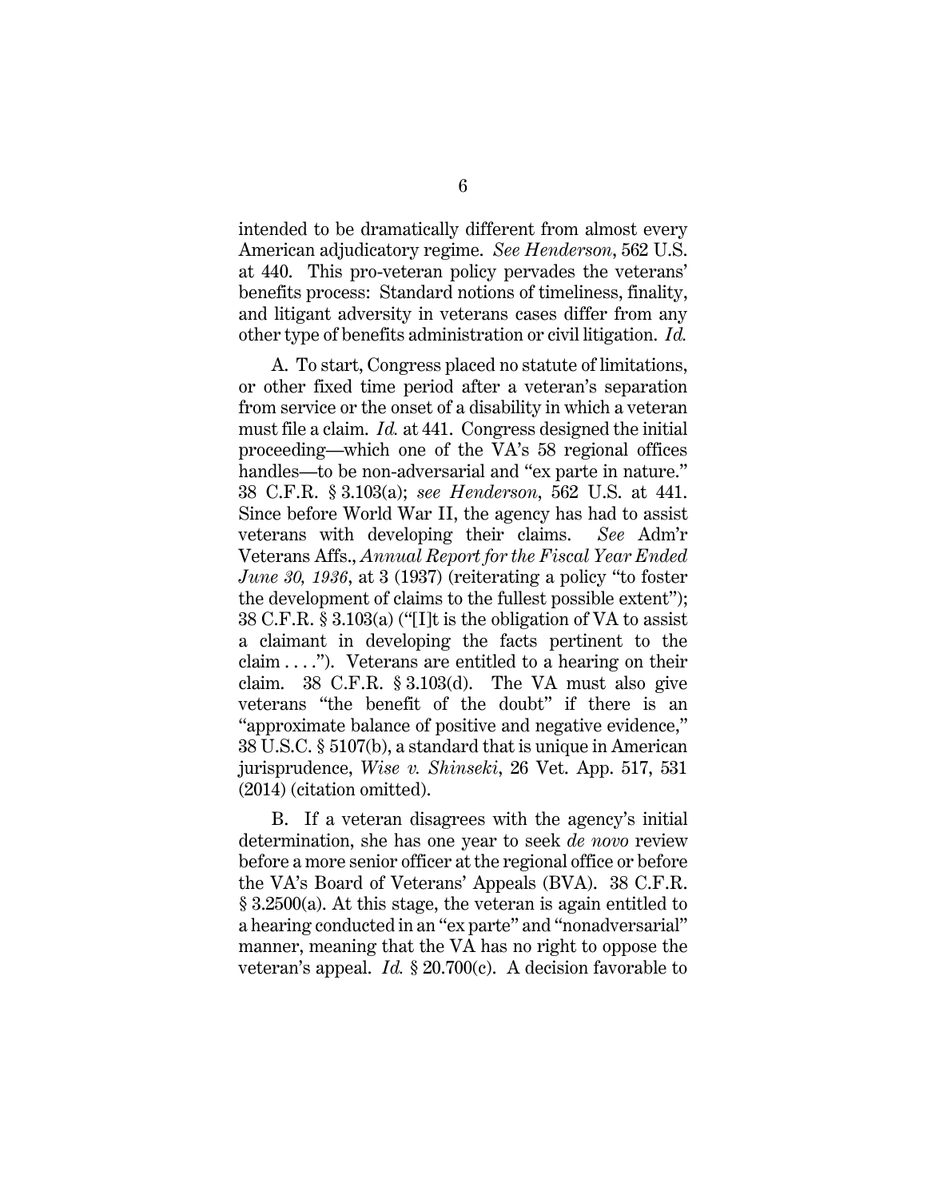intended to be dramatically different from almost every American adjudicatory regime. *See Henderson*, 562 U.S. at 440. This pro-veteran policy pervades the veterans' benefits process: Standard notions of timeliness, finality, and litigant adversity in veterans cases differ from any other type of benefits administration or civil litigation. *Id.*

A. To start, Congress placed no statute of limitations, or other fixed time period after a veteran's separation from service or the onset of a disability in which a veteran must file a claim. *Id.* at 441. Congress designed the initial proceeding—which one of the VA's 58 regional offices handles—to be non-adversarial and "ex parte in nature." 38 C.F.R. § 3.103(a); *see Henderson*, 562 U.S. at 441. Since before World War II, the agency has had to assist veterans with developing their claims. *See* Adm'r Veterans Affs., *Annual Report for the Fiscal Year Ended June 30, 1936*, at 3 (1937) (reiterating a policy "to foster the development of claims to the fullest possible extent"); 38 C.F.R. § 3.103(a) ("[I]t is the obligation of VA to assist a claimant in developing the facts pertinent to the claim . . . ."). Veterans are entitled to a hearing on their claim. 38 C.F.R. § 3.103(d). The VA must also give veterans "the benefit of the doubt" if there is an "approximate balance of positive and negative evidence," 38 U.S.C. § 5107(b), a standard that is unique in American jurisprudence, *Wise v. Shinseki*, 26 Vet. App. 517, 531 (2014) (citation omitted).

B. If a veteran disagrees with the agency's initial determination, she has one year to seek *de novo* review before a more senior officer at the regional office or before the VA's Board of Veterans' Appeals (BVA). 38 C.F.R. § 3.2500(a). At this stage, the veteran is again entitled to a hearing conducted in an "ex parte" and "nonadversarial" manner, meaning that the VA has no right to oppose the veteran's appeal. *Id.* § 20.700(c). A decision favorable to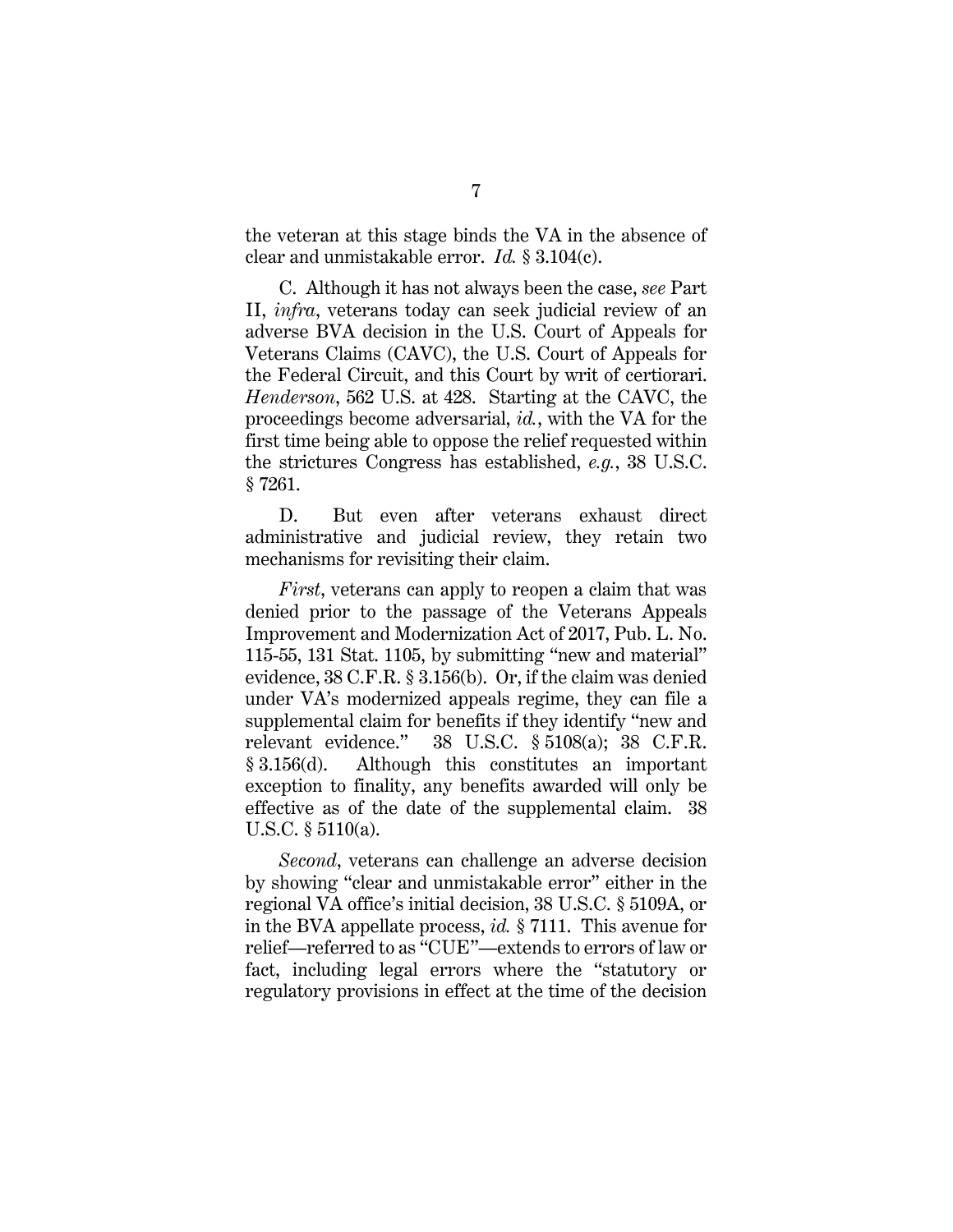the veteran at this stage binds the VA in the absence of clear and unmistakable error. *Id.* § 3.104(c).

C. Although it has not always been the case, *see* Part II, *infra*, veterans today can seek judicial review of an adverse BVA decision in the U.S. Court of Appeals for Veterans Claims (CAVC), the U.S. Court of Appeals for the Federal Circuit, and this Court by writ of certiorari. *Henderson*, 562 U.S. at 428. Starting at the CAVC, the proceedings become adversarial, *id.*, with the VA for the first time being able to oppose the relief requested within the strictures Congress has established, *e.g.*, 38 U.S.C. § 7261.

D. But even after veterans exhaust direct administrative and judicial review, they retain two mechanisms for revisiting their claim.

*First*, veterans can apply to reopen a claim that was denied prior to the passage of the Veterans Appeals Improvement and Modernization Act of 2017, Pub. L. No. 115-55, 131 Stat. 1105, by submitting "new and material" evidence, 38 C.F.R. § 3.156(b). Or, if the claim was denied under VA's modernized appeals regime, they can file a supplemental claim for benefits if they identify "new and relevant evidence." 38 U.S.C. § 5108(a); 38 C.F.R. § 3.156(d). Although this constitutes an important exception to finality, any benefits awarded will only be effective as of the date of the supplemental claim. 38 U.S.C. § 5110(a).

*Second*, veterans can challenge an adverse decision by showing "clear and unmistakable error" either in the regional VA office's initial decision, 38 U.S.C. § 5109A, or in the BVA appellate process, *id.* § 7111. This avenue for relief—referred to as "CUE"—extends to errors of law or fact, including legal errors where the "statutory or regulatory provisions in effect at the time of the decision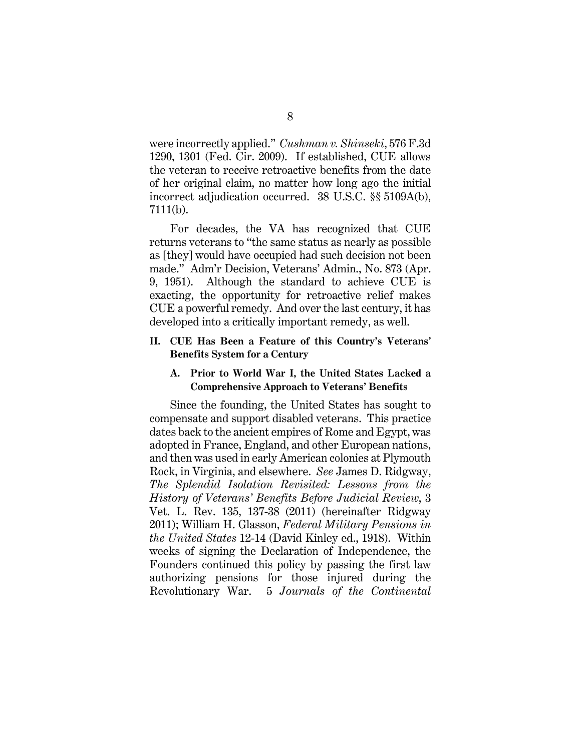were incorrectly applied." *Cushman v. Shinseki*, 576 F.3d 1290, 1301 (Fed. Cir. 2009). If established, CUE allows the veteran to receive retroactive benefits from the date of her original claim, no matter how long ago the initial incorrect adjudication occurred. 38 U.S.C. §§ 5109A(b), 7111(b).

For decades, the VA has recognized that CUE returns veterans to "the same status as nearly as possible as [they] would have occupied had such decision not been made." Adm'r Decision, Veterans' Admin., No. 873 (Apr. 9, 1951). Although the standard to achieve CUE is exacting, the opportunity for retroactive relief makes CUE a powerful remedy. And over the last century, it has developed into a critically important remedy, as well.

## II. CUE Has Been a Feature of this Country's Veterans' Benefits System for a Century

### A. Prior to World War I, the United States Lacked a Comprehensive Approach to Veterans' Benefits

Since the founding, the United States has sought to compensate and support disabled veterans. This practice dates back to the ancient empires of Rome and Egypt, was adopted in France, England, and other European nations, and then was used in early American colonies at Plymouth Rock, in Virginia, and elsewhere. *See* James D. Ridgway, *The Splendid Isolation Revisited: Lessons from the History of Veterans' Benefits Before Judicial Review*, 3 Vet. L. Rev. 135, 137-38 (2011) (hereinafter Ridgway 2011); William H. Glasson, *Federal Military Pensions in the United States* 12-14 (David Kinley ed., 1918). Within weeks of signing the Declaration of Independence, the Founders continued this policy by passing the first law authorizing pensions for those injured during the Revolutionary War. 5 *Journals of the Continental*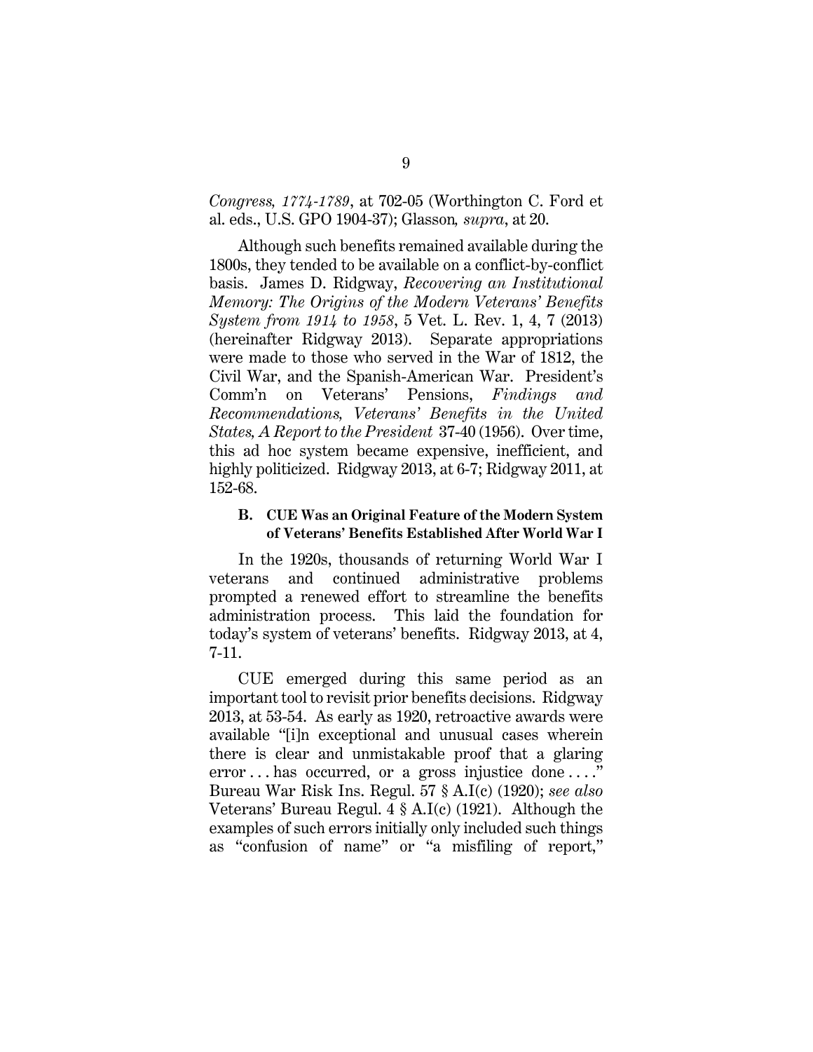*Congress, 1774-1789*, at 702-05 (Worthington C. Ford et al. eds., U.S. GPO 1904-37); Glasson*, supra*, at 20.

Although such benefits remained available during the 1800s, they tended to be available on a conflict-by-conflict basis. James D. Ridgway, *Recovering an Institutional Memory: The Origins of the Modern Veterans' Benefits System from 1914 to 1958*, 5 Vet. L. Rev. 1, 4, 7 (2013) (hereinafter Ridgway 2013). Separate appropriations were made to those who served in the War of 1812, the Civil War, and the Spanish-American War. President's Comm'n on Veterans' Pensions, *Findings and Recommendations, Veterans' Benefits in the United States, A Report to the President* 37-40 (1956). Over time, this ad hoc system became expensive, inefficient, and highly politicized. Ridgway 2013, at 6-7; Ridgway 2011, at 152-68.

### B. CUE Was an Original Feature of the Modern System of Veterans' Benefits Established After World War I

In the 1920s, thousands of returning World War I veterans and continued administrative problems prompted a renewed effort to streamline the benefits administration process. This laid the foundation for today's system of veterans' benefits. Ridgway 2013, at 4, 7-11.

CUE emerged during this same period as an important tool to revisit prior benefits decisions. Ridgway 2013, at 53-54. As early as 1920, retroactive awards were available "[i]n exceptional and unusual cases wherein there is clear and unmistakable proof that a glaring error . . . has occurred, or a gross injustice done . . . ." Bureau War Risk Ins. Regul. 57 § A.I(c) (1920); *see also* Veterans' Bureau Regul. 4 § A.I(c) (1921). Although the examples of such errors initially only included such things as "confusion of name" or "a misfiling of report,"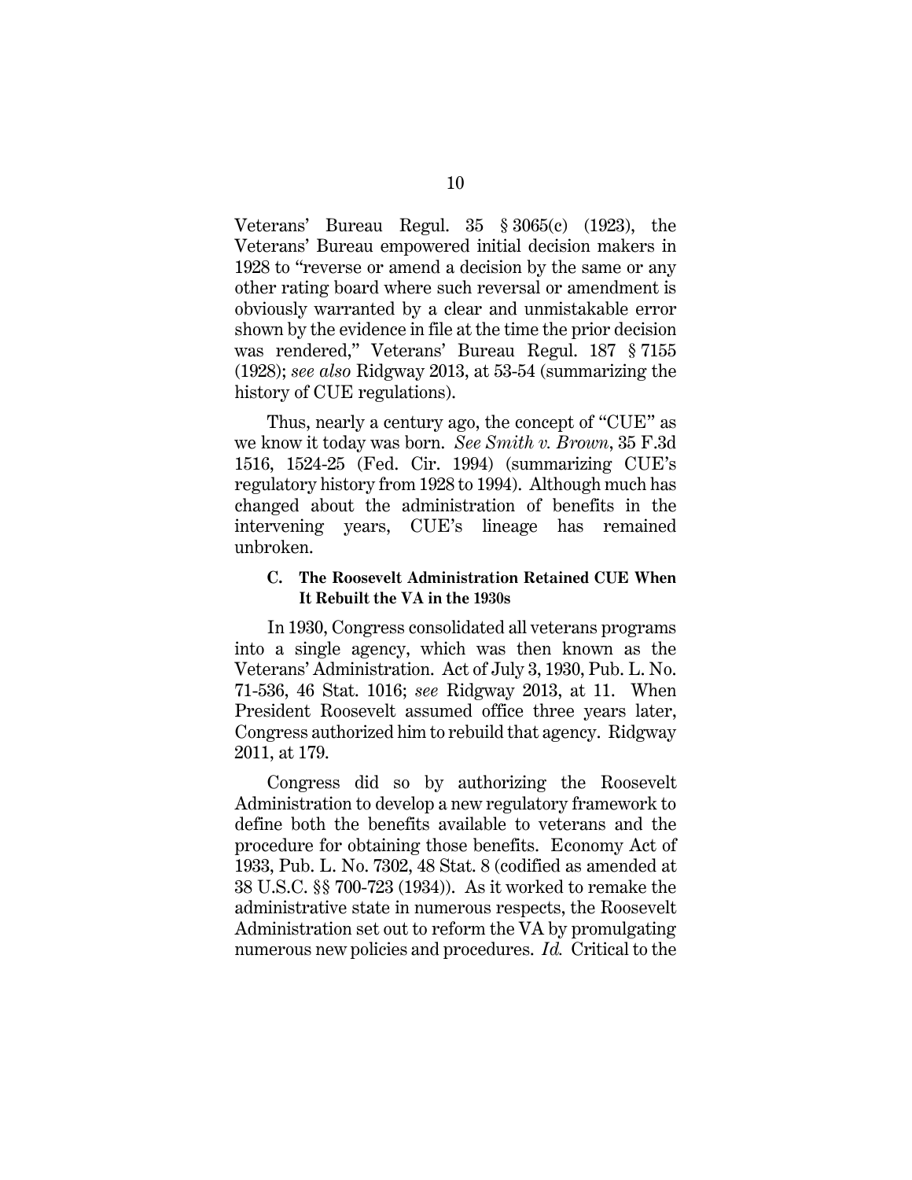Veterans' Bureau Regul. 35 § 3065(c) (1923), the Veterans' Bureau empowered initial decision makers in 1928 to "reverse or amend a decision by the same or any other rating board where such reversal or amendment is obviously warranted by a clear and unmistakable error shown by the evidence in file at the time the prior decision was rendered," Veterans' Bureau Regul. 187 § 7155 (1928); *see also* Ridgway 2013, at 53-54 (summarizing the history of CUE regulations).

Thus, nearly a century ago, the concept of "CUE" as we know it today was born. *See Smith v. Brown*, 35 F.3d 1516, 1524-25 (Fed. Cir. 1994) (summarizing CUE's regulatory history from 1928 to 1994). Although much has changed about the administration of benefits in the intervening years, CUE's lineage has remained unbroken.

### C. The Roosevelt Administration Retained CUE When It Rebuilt the VA in the 1930s

In 1930, Congress consolidated all veterans programs into a single agency, which was then known as the Veterans' Administration. Act of July 3, 1930, Pub. L. No. 71-536, 46 Stat. 1016; *see* Ridgway 2013, at 11. When President Roosevelt assumed office three years later, Congress authorized him to rebuild that agency. Ridgway 2011, at 179.

Congress did so by authorizing the Roosevelt Administration to develop a new regulatory framework to define both the benefits available to veterans and the procedure for obtaining those benefits. Economy Act of 1933, Pub. L. No. 7302, 48 Stat. 8 (codified as amended at 38 U.S.C. §§ 700-723 (1934)). As it worked to remake the administrative state in numerous respects, the Roosevelt Administration set out to reform the VA by promulgating numerous new policies and procedures. *Id.* Critical to the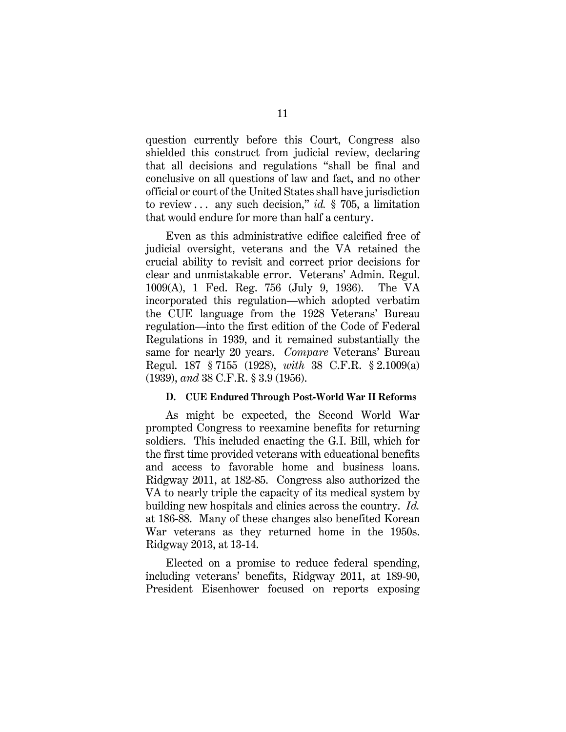question currently before this Court, Congress also shielded this construct from judicial review, declaring that all decisions and regulations "shall be final and conclusive on all questions of law and fact, and no other official or court of the United States shall have jurisdiction to review . . . any such decision," *id.* § 705, a limitation that would endure for more than half a century.

Even as this administrative edifice calcified free of judicial oversight, veterans and the VA retained the crucial ability to revisit and correct prior decisions for clear and unmistakable error. Veterans' Admin. Regul. 1009(A), 1 Fed. Reg. 756 (July 9, 1936). The VA incorporated this regulation—which adopted verbatim the CUE language from the 1928 Veterans' Bureau regulation—into the first edition of the Code of Federal Regulations in 1939, and it remained substantially the same for nearly 20 years. *Compare* Veterans' Bureau Regul. 187 § 7155 (1928), *with* 38 C.F.R. § 2.1009(a) (1939), *and* 38 C.F.R. § 3.9 (1956).

### D. CUE Endured Through Post-World War II Reforms

As might be expected, the Second World War prompted Congress to reexamine benefits for returning soldiers. This included enacting the G.I. Bill, which for the first time provided veterans with educational benefits and access to favorable home and business loans. Ridgway 2011, at 182-85. Congress also authorized the VA to nearly triple the capacity of its medical system by building new hospitals and clinics across the country. *Id.* at 186-88. Many of these changes also benefited Korean War veterans as they returned home in the 1950s. Ridgway 2013, at 13-14.

Elected on a promise to reduce federal spending, including veterans' benefits, Ridgway 2011, at 189-90, President Eisenhower focused on reports exposing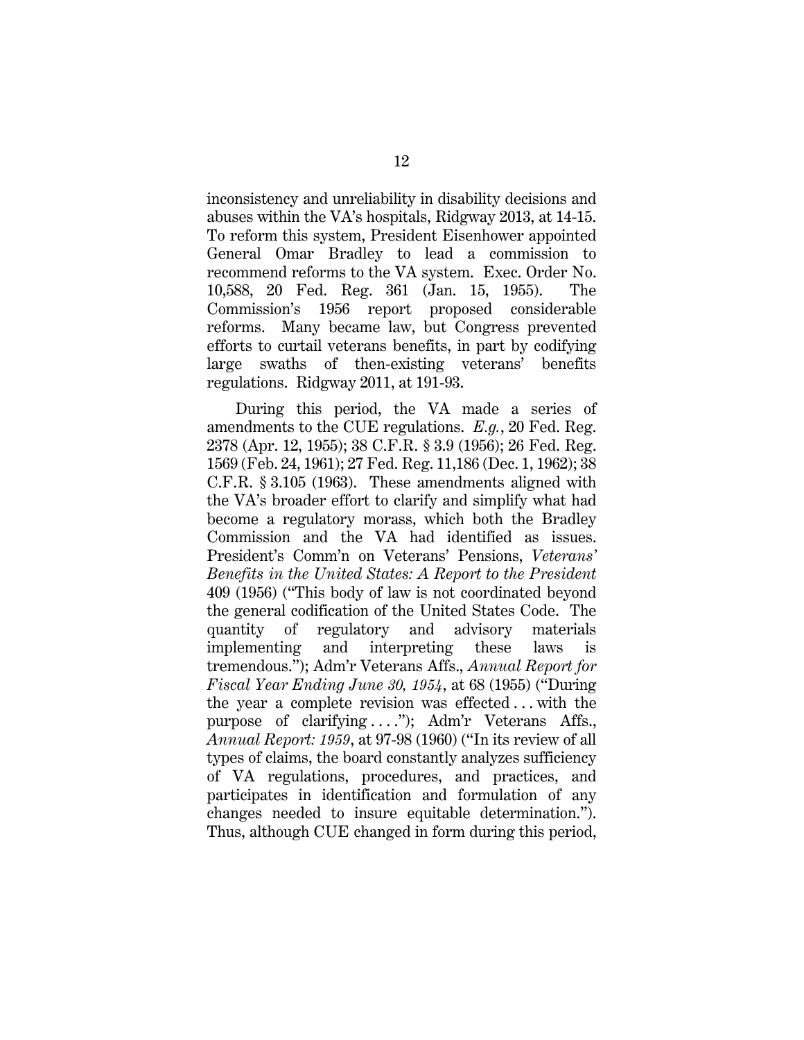inconsistency and unreliability in disability decisions and abuses within the VA's hospitals, Ridgway 2013, at 14-15. To reform this system, President Eisenhower appointed General Omar Bradley to lead a commission to recommend reforms to the VA system. Exec. Order No. 10,588, 20 Fed. Reg. 361 (Jan. 15, 1955). The Commission's 1956 report proposed considerable reforms. Many became law, but Congress prevented efforts to curtail veterans benefits, in part by codifying large swaths of then-existing veterans' benefits regulations. Ridgway 2011, at 191-93.

During this period, the VA made a series of amendments to the CUE regulations. *E.g.*, 20 Fed. Reg. 2378 (Apr. 12, 1955); 38 C.F.R. § 3.9 (1956); 26 Fed. Reg. 1569 (Feb. 24, 1961); 27 Fed. Reg. 11,186 (Dec. 1, 1962); 38 C.F.R. § 3.105 (1963). These amendments aligned with the VA's broader effort to clarify and simplify what had become a regulatory morass, which both the Bradley Commission and the VA had identified as issues. President's Comm'n on Veterans' Pensions, *Veterans' Benefits in the United States: A Report to the President* 409 (1956) ("This body of law is not coordinated beyond the general codification of the United States Code. The quantity of regulatory and advisory materials implementing and interpreting these laws is tremendous."); Adm'r Veterans Affs., *Annual Report for Fiscal Year Ending June 30, 1954*, at 68 (1955) ("During the year a complete revision was effected . . . with the purpose of clarifying . . . ."); Adm'r Veterans Affs., *Annual Report: 1959*, at 97-98 (1960) ("In its review of all types of claims, the board constantly analyzes sufficiency of VA regulations, procedures, and practices, and participates in identification and formulation of any changes needed to insure equitable determination."). Thus, although CUE changed in form during this period,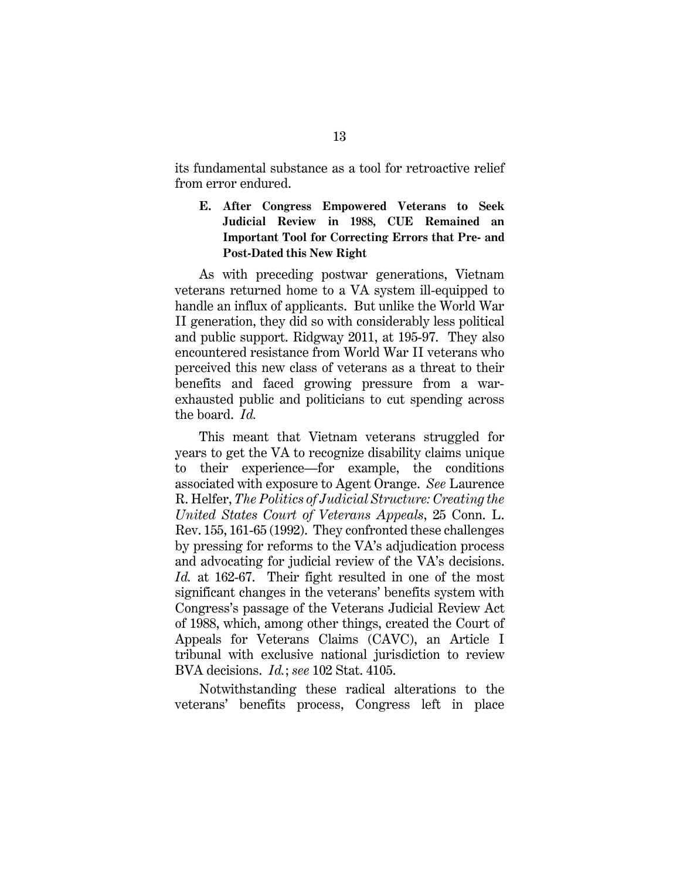its fundamental substance as a tool for retroactive relief from error endured.

### E. After Congress Empowered Veterans to Seek Judicial Review in 1988, CUE Remained an Important Tool for Correcting Errors that Pre- and Post-Dated this New Right

As with preceding postwar generations, Vietnam veterans returned home to a VA system ill-equipped to handle an influx of applicants. But unlike the World War II generation, they did so with considerably less political and public support. Ridgway 2011, at 195-97. They also encountered resistance from World War II veterans who perceived this new class of veterans as a threat to their benefits and faced growing pressure from a war-exhausted public and politicians to cut spending across the board. *Id.*

This meant that Vietnam veterans struggled for years to get the VA to recognize disability claims unique to their experience—for example, the conditions associated with exposure to Agent Orange. *See* Laurence R. Helfer, *The Politics of Judicial Structure: Creating the United States Court of Veterans Appeals*, 25 Conn. L. Rev. 155, 161-65 (1992). They confronted these challenges by pressing for reforms to the VA's adjudication process and advocating for judicial review of the VA's decisions. *Id.* at 162-67. Their fight resulted in one of the most significant changes in the veterans' benefits system with Congress's passage of the Veterans Judicial Review Act of 1988, which, among other things, created the Court of Appeals for Veterans Claims (CAVC), an Article I tribunal with exclusive national jurisdiction to review BVA decisions. *Id.*; *see* 102 Stat. 4105.

Notwithstanding these radical alterations to the veterans' benefits process, Congress left in place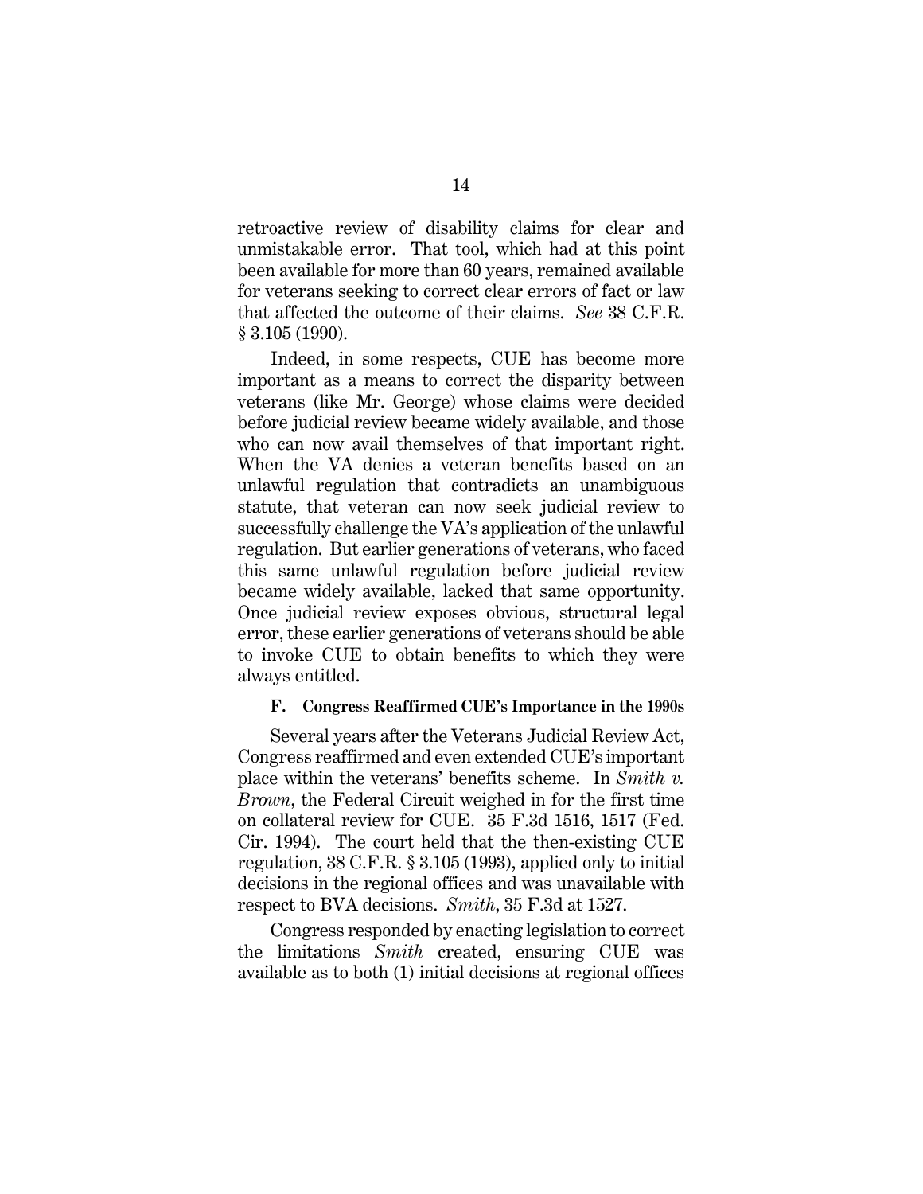retroactive review of disability claims for clear and unmistakable error. That tool, which had at this point been available for more than 60 years, remained available for veterans seeking to correct clear errors of fact or law that affected the outcome of their claims. *See* 38 C.F.R. § 3.105 (1990).

Indeed, in some respects, CUE has become more important as a means to correct the disparity between veterans (like Mr. George) whose claims were decided before judicial review became widely available, and those who can now avail themselves of that important right. When the VA denies a veteran benefits based on an unlawful regulation that contradicts an unambiguous statute, that veteran can now seek judicial review to successfully challenge the VA's application of the unlawful regulation. But earlier generations of veterans, who faced this same unlawful regulation before judicial review became widely available, lacked that same opportunity. Once judicial review exposes obvious, structural legal error, these earlier generations of veterans should be able to invoke CUE to obtain benefits to which they were always entitled.

### F. Congress Reaffirmed CUE's Importance in the 1990s

Several years after the Veterans Judicial Review Act, Congress reaffirmed and even extended CUE's important place within the veterans' benefits scheme. In *Smith v. Brown*, the Federal Circuit weighed in for the first time on collateral review for CUE. 35 F.3d 1516, 1517 (Fed. Cir. 1994). The court held that the then-existing CUE regulation, 38 C.F.R. § 3.105 (1993), applied only to initial decisions in the regional offices and was unavailable with respect to BVA decisions. *Smith*, 35 F.3d at 1527.

Congress responded by enacting legislation to correct the limitations *Smith* created, ensuring CUE was available as to both (1) initial decisions at regional offices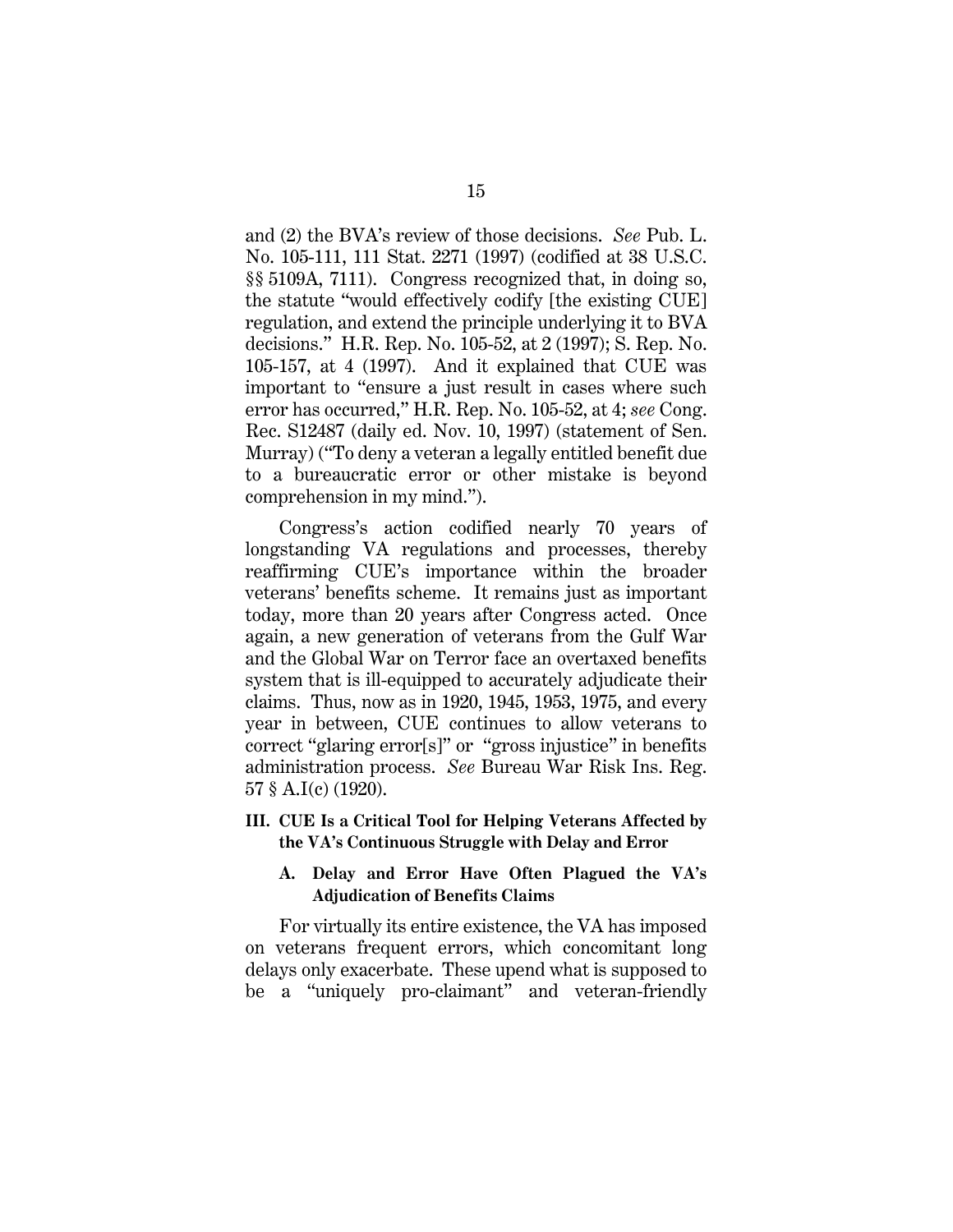and (2) the BVA's review of those decisions. *See* Pub. L. No. 105-111, 111 Stat. 2271 (1997) (codified at 38 U.S.C. §§ 5109A, 7111). Congress recognized that, in doing so, the statute "would effectively codify [the existing CUE] regulation, and extend the principle underlying it to BVA decisions." H.R. Rep. No. 105-52, at 2 (1997); S. Rep. No. 105-157, at 4 (1997). And it explained that CUE was important to "ensure a just result in cases where such error has occurred," H.R. Rep. No. 105-52, at 4; *see* Cong. Rec. S12487 (daily ed. Nov. 10, 1997) (statement of Sen. Murray) ("To deny a veteran a legally entitled benefit due to a bureaucratic error or other mistake is beyond comprehension in my mind.").

Congress's action codified nearly 70 years of longstanding VA regulations and processes, thereby reaffirming CUE's importance within the broader veterans' benefits scheme. It remains just as important today, more than 20 years after Congress acted. Once again, a new generation of veterans from the Gulf War and the Global War on Terror face an overtaxed benefits system that is ill-equipped to accurately adjudicate their claims. Thus, now as in 1920, 1945, 1953, 1975, and every year in between, CUE continues to allow veterans to correct "glaring error[s]" or "gross injustice" in benefits administration process. *See* Bureau War Risk Ins. Reg. 57 § A.I(c) (1920).

## III. CUE Is a Critical Tool for Helping Veterans Affected by the VA's Continuous Struggle with Delay and Error

### A. Delay and Error Have Often Plagued the VA's Adjudication of Benefits Claims

For virtually its entire existence, the VA has imposed on veterans frequent errors, which concomitant long delays only exacerbate. These upend what is supposed to be a "uniquely pro-claimant" and veteran-friendly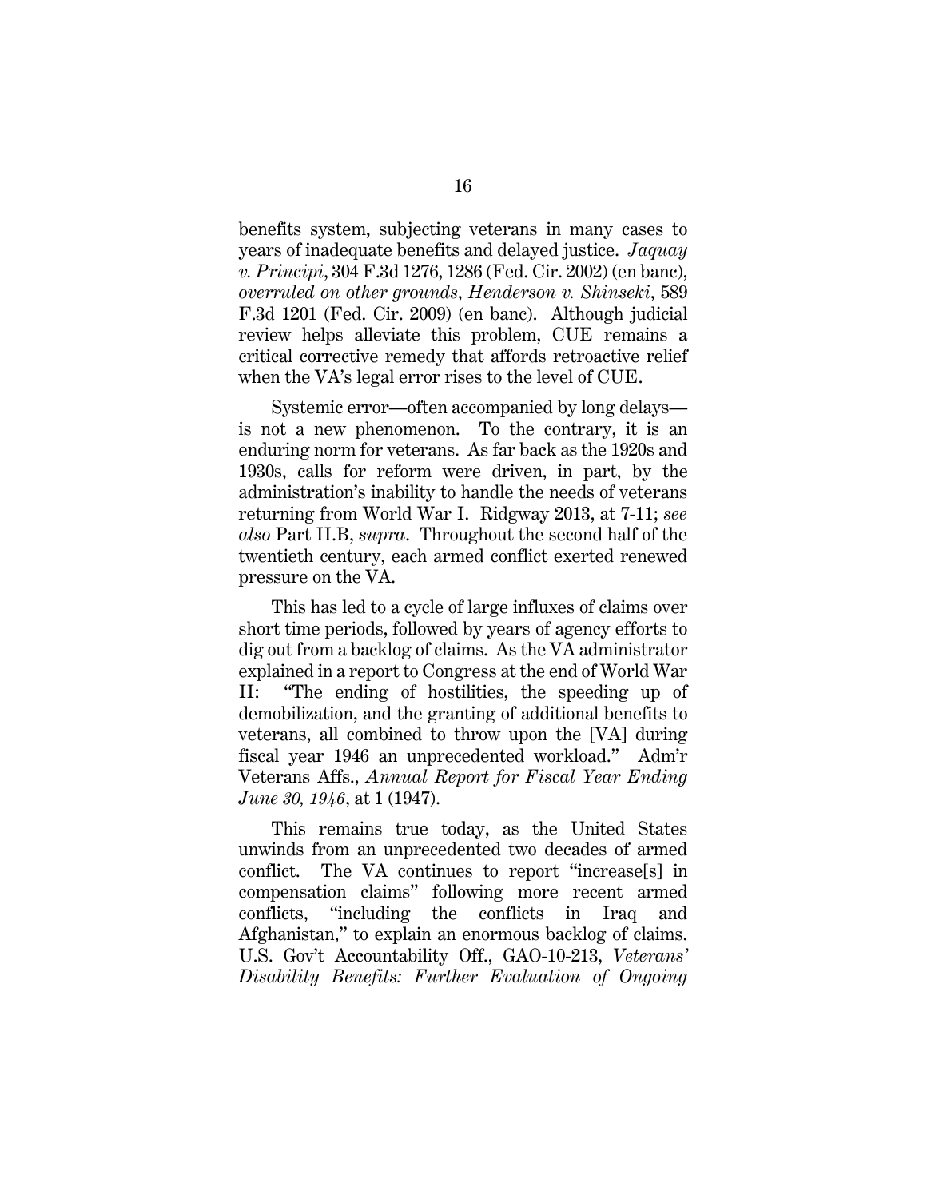benefits system, subjecting veterans in many cases to years of inadequate benefits and delayed justice. *Jaquay v. Principi*, 304 F.3d 1276, 1286 (Fed. Cir. 2002) (en banc), *overruled on other grounds*, *Henderson v. Shinseki*, 589 F.3d 1201 (Fed. Cir. 2009) (en banc). Although judicial review helps alleviate this problem, CUE remains a critical corrective remedy that affords retroactive relief when the VA's legal error rises to the level of CUE.

Systemic error—often accompanied by long delays—is not a new phenomenon. To the contrary, it is an enduring norm for veterans. As far back as the 1920s and 1930s, calls for reform were driven, in part, by the administration's inability to handle the needs of veterans returning from World War I. Ridgway 2013, at 7-11; *see also* Part II.B, *supra*. Throughout the second half of the twentieth century, each armed conflict exerted renewed pressure on the VA.

This has led to a cycle of large influxes of claims over short time periods, followed by years of agency efforts to dig out from a backlog of claims. As the VA administrator explained in a report to Congress at the end of World War II: "The ending of hostilities, the speeding up of demobilization, and the granting of additional benefits to veterans, all combined to throw upon the [VA] during fiscal year 1946 an unprecedented workload." Adm'r Veterans Affs., *Annual Report for Fiscal Year Ending June 30, 1946*, at 1 (1947).

This remains true today, as the United States unwinds from an unprecedented two decades of armed conflict. The VA continues to report "increase[s] in compensation claims" following more recent armed conflicts, "including the conflicts in Iraq and Afghanistan," to explain an enormous backlog of claims. U.S. Gov't Accountability Off., GAO-10-213, *Veterans' Disability Benefits: Further Evaluation of Ongoing*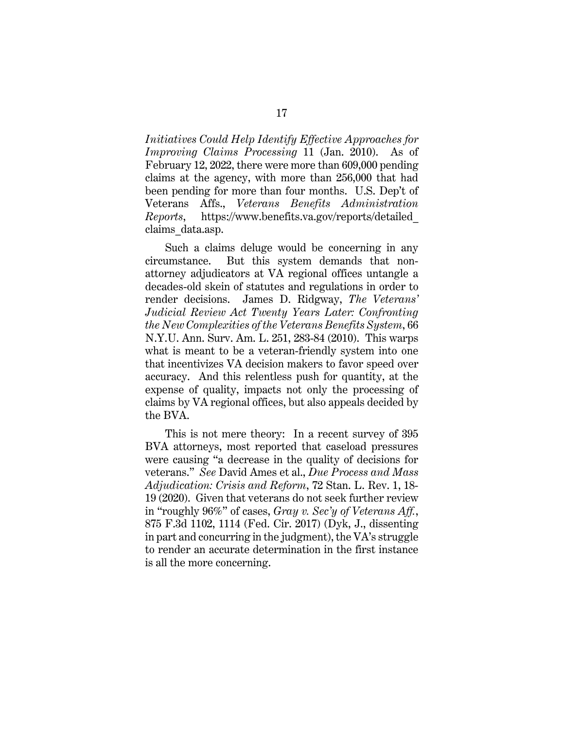*Initiatives Could Help Identify Effective Approaches for Improving Claims Processing* 11 (Jan. 2010). As of February 12, 2022, there were more than 609,000 pending claims at the agency, with more than 256,000 that had been pending for more than four months. U.S. Dep't of Veterans Affs., *Veterans Benefits Administration Reports*, https://www.benefits.va.gov/reports/detailed_claims_data.asp.

Such a claims deluge would be concerning in any circumstance. But this system demands that non-attorney adjudicators at VA regional offices untangle a decades-old skein of statutes and regulations in order to render decisions. James D. Ridgway, *The Veterans' Judicial Review Act Twenty Years Later: Confronting the New Complexities of the Veterans Benefits System*, 66 N.Y.U. Ann. Surv. Am. L. 251, 283-84 (2010). This warps what is meant to be a veteran-friendly system into one that incentivizes VA decision makers to favor speed over accuracy. And this relentless push for quantity, at the expense of quality, impacts not only the processing of claims by VA regional offices, but also appeals decided by the BVA.

This is not mere theory: In a recent survey of 395 BVA attorneys, most reported that caseload pressures were causing "a decrease in the quality of decisions for veterans." *See* David Ames et al., *Due Process and Mass Adjudication: Crisis and Reform*, 72 Stan. L. Rev. 1, 18-19 (2020). Given that veterans do not seek further review in "roughly 96%" of cases, *Gray v. Sec'y of Veterans Aff.*, 875 F.3d 1102, 1114 (Fed. Cir. 2017) (Dyk, J., dissenting in part and concurring in the judgment), the VA's struggle to render an accurate determination in the first instance is all the more concerning.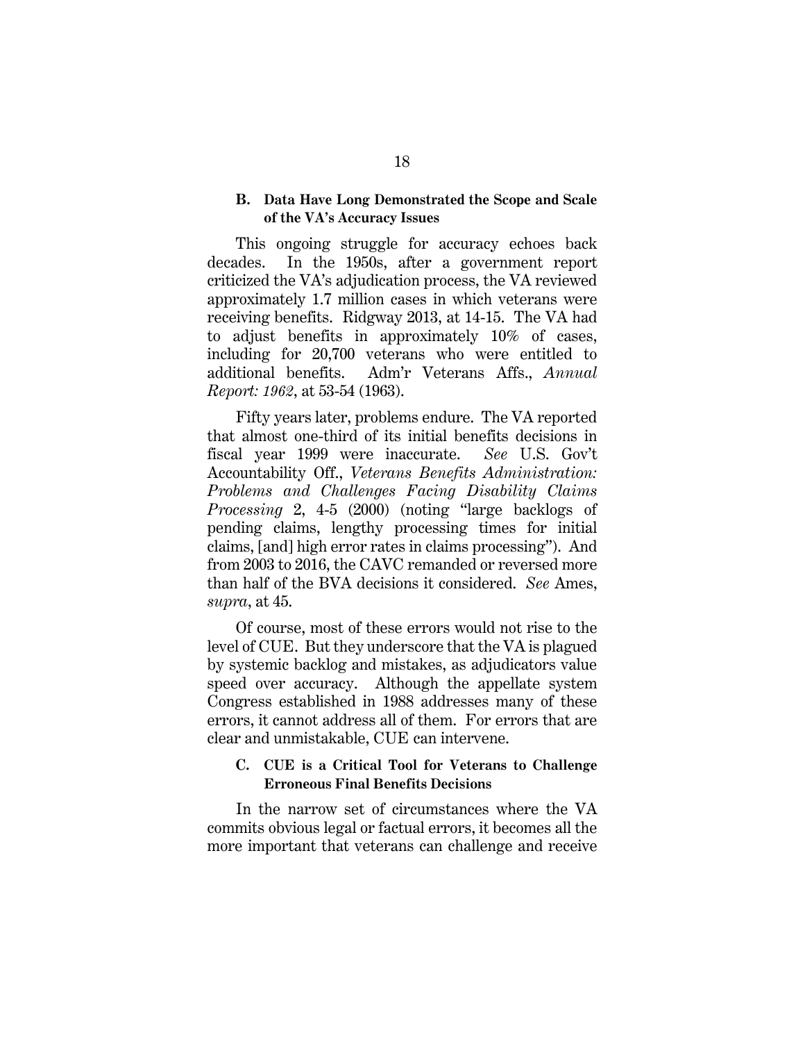### B. Data Have Long Demonstrated the Scope and Scale of the VA's Accuracy Issues

This ongoing struggle for accuracy echoes back decades. In the 1950s, after a government report criticized the VA's adjudication process, the VA reviewed approximately 1.7 million cases in which veterans were receiving benefits. Ridgway 2013, at 14-15. The VA had to adjust benefits in approximately 10% of cases, including for 20,700 veterans who were entitled to additional benefits. Adm'r Veterans Affs., *Annual Report: 1962*, at 53-54 (1963).

Fifty years later, problems endure. The VA reported that almost one-third of its initial benefits decisions in fiscal year 1999 were inaccurate. *See* U.S. Gov't Accountability Off., *Veterans Benefits Administration: Problems and Challenges Facing Disability Claims Processing* 2, 4-5 (2000) (noting "large backlogs of pending claims, lengthy processing times for initial claims, [and] high error rates in claims processing"). And from 2003 to 2016, the CAVC remanded or reversed more than half of the BVA decisions it considered. *See* Ames, *supra*, at 45.

Of course, most of these errors would not rise to the level of CUE. But they underscore that the VA is plagued by systemic backlog and mistakes, as adjudicators value speed over accuracy. Although the appellate system Congress established in 1988 addresses many of these errors, it cannot address all of them. For errors that are clear and unmistakable, CUE can intervene.

### C. CUE is a Critical Tool for Veterans to Challenge Erroneous Final Benefits Decisions

In the narrow set of circumstances where the VA commits obvious legal or factual errors, it becomes all the more important that veterans can challenge and receive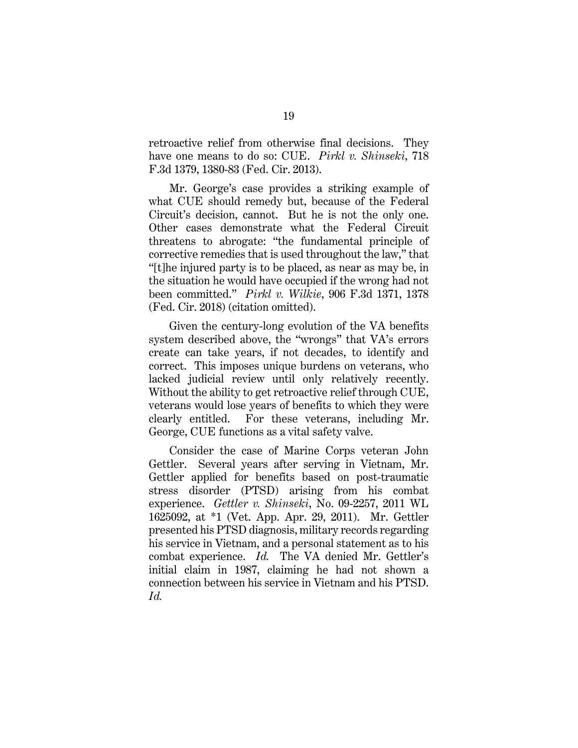retroactive relief from otherwise final decisions. They have one means to do so: CUE. *Pirkl v. Shinseki*, 718 F.3d 1379, 1380-83 (Fed. Cir. 2013).

Mr. George's case provides a striking example of what CUE should remedy but, because of the Federal Circuit's decision, cannot. But he is not the only one. Other cases demonstrate what the Federal Circuit threatens to abrogate: "the fundamental principle of corrective remedies that is used throughout the law," that "[t]he injured party is to be placed, as near as may be, in the situation he would have occupied if the wrong had not been committed." *Pirkl v. Wilkie*, 906 F.3d 1371, 1378 (Fed. Cir. 2018) (citation omitted).

Given the century-long evolution of the VA benefits system described above, the "wrongs" that VA's errors create can take years, if not decades, to identify and correct. This imposes unique burdens on veterans, who lacked judicial review until only relatively recently. Without the ability to get retroactive relief through CUE, veterans would lose years of benefits to which they were clearly entitled. For these veterans, including Mr. George, CUE functions as a vital safety valve.

Consider the case of Marine Corps veteran John Gettler. Several years after serving in Vietnam, Mr. Gettler applied for benefits based on post-traumatic stress disorder (PTSD) arising from his combat experience. *Gettler v. Shinseki*, No. 09-2257, 2011 WL 1625092, at *1 (Vet. App. Apr. 29, 2011). Mr. Gettler presented his PTSD diagnosis, military records regarding his service in Vietnam, and a personal statement as to his combat experience. *Id.* The VA denied Mr. Gettler's initial claim in 1987, claiming he had not shown a connection between his service in Vietnam and his PTSD. *Id.*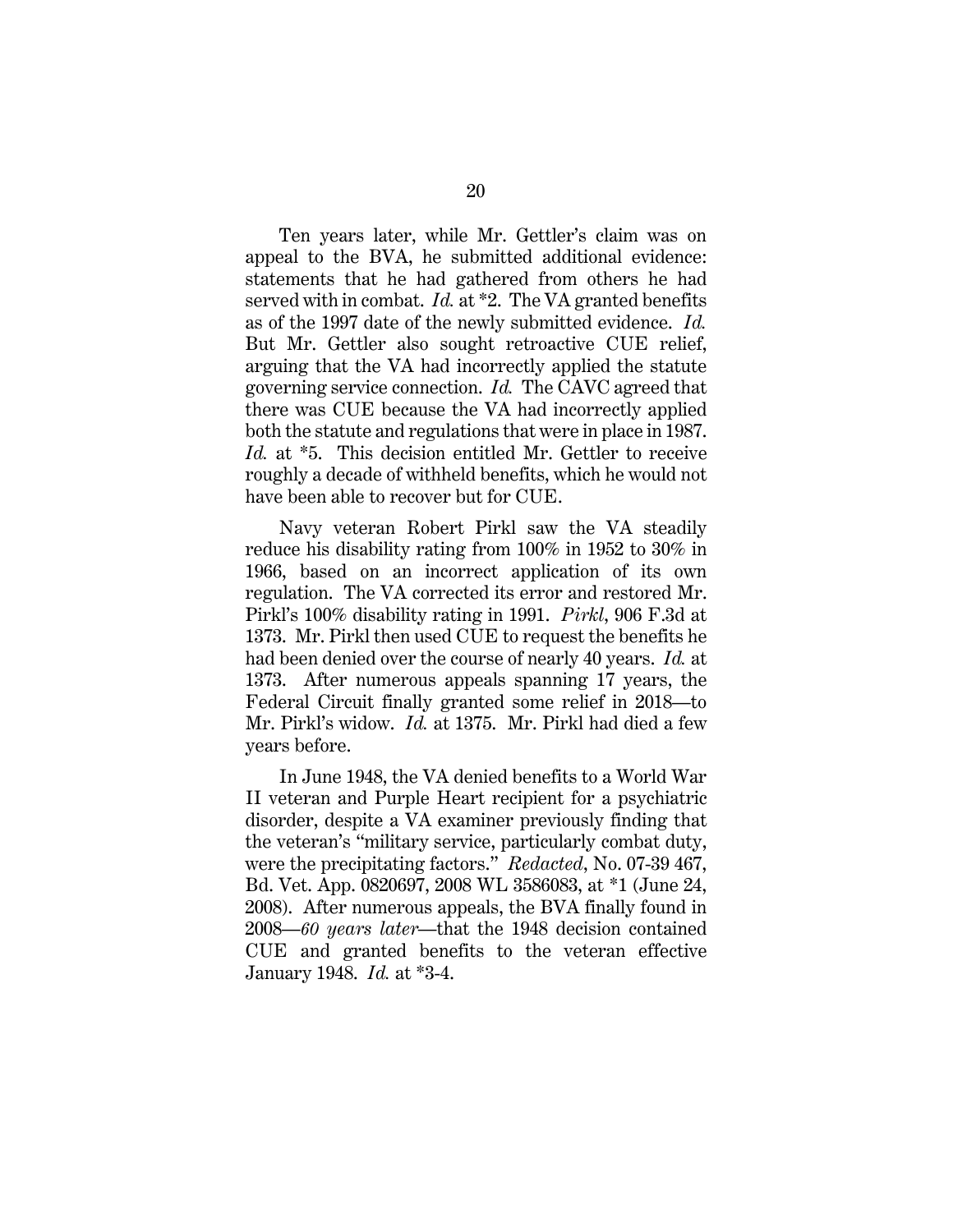Ten years later, while Mr. Gettler's claim was on appeal to the BVA, he submitted additional evidence: statements that he had gathered from others he had served with in combat. *Id.* at *2. The VA granted benefits as of the 1997 date of the newly submitted evidence. *Id.* But Mr. Gettler also sought retroactive CUE relief, arguing that the VA had incorrectly applied the statute governing service connection. *Id.* The CAVC agreed that there was CUE because the VA had incorrectly applied both the statute and regulations that were in place in 1987. *Id.* at *5. This decision entitled Mr. Gettler to receive roughly a decade of withheld benefits, which he would not have been able to recover but for CUE.

Navy veteran Robert Pirkl saw the VA steadily reduce his disability rating from 100% in 1952 to 30% in 1966, based on an incorrect application of its own regulation. The VA corrected its error and restored Mr. Pirkl's 100% disability rating in 1991. *Pirkl*, 906 F.3d at 1373. Mr. Pirkl then used CUE to request the benefits he had been denied over the course of nearly 40 years. *Id.* at 1373. After numerous appeals spanning 17 years, the Federal Circuit finally granted some relief in 2018—to Mr. Pirkl's widow. *Id.* at 1375. Mr. Pirkl had died a few years before.

In June 1948, the VA denied benefits to a World War II veteran and Purple Heart recipient for a psychiatric disorder, despite a VA examiner previously finding that the veteran's "military service, particularly combat duty, were the precipitating factors." *Redacted*, No. 07-39 467, Bd. Vet. App. 0820697, 2008 WL 3586083, at *1 (June 24, 2008). After numerous appeals, the BVA finally found in 2008—*60 years later*—that the 1948 decision contained CUE and granted benefits to the veteran effective January 1948. *Id.* at *3-4.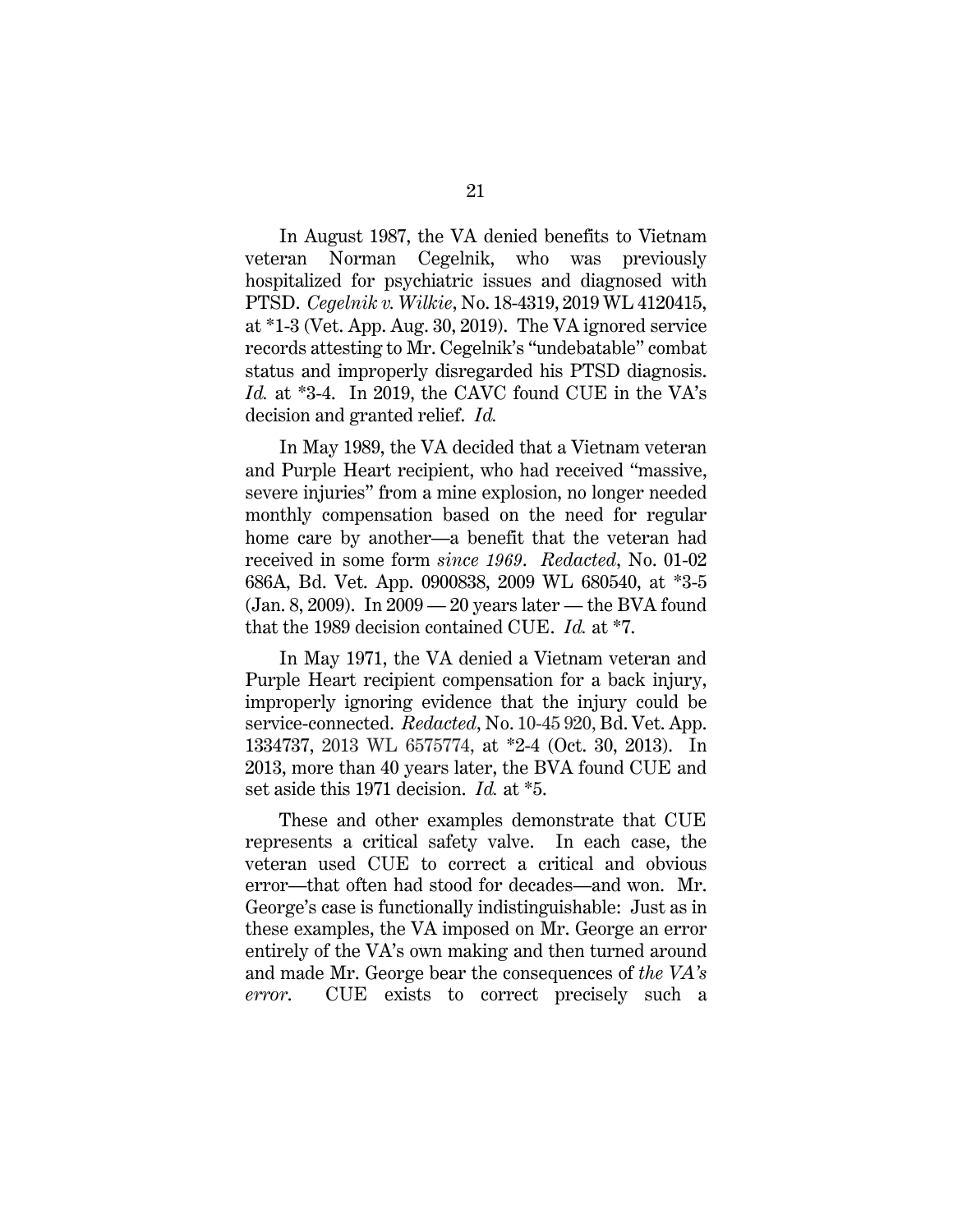In August 1987, the VA denied benefits to Vietnam veteran Norman Cegelnik, who was previously hospitalized for psychiatric issues and diagnosed with PTSD. *Cegelnik v. Wilkie*, No. 18-4319, 2019 WL 4120415, at *1-3 (Vet. App. Aug. 30, 2019). The VA ignored service records attesting to Mr. Cegelnik's "undebatable" combat status and improperly disregarded his PTSD diagnosis. *Id.* at *3-4. In 2019, the CAVC found CUE in the VA's decision and granted relief. *Id.*

In May 1989, the VA decided that a Vietnam veteran and Purple Heart recipient, who had received "massive, severe injuries" from a mine explosion, no longer needed monthly compensation based on the need for regular home care by another—a benefit that the veteran had received in some form *since 1969*. *Redacted*, No. 01-02 686A, Bd. Vet. App. 0900838, 2009 WL 680540, at *3-5 (Jan. 8, 2009). In 2009 — 20 years later — the BVA found that the 1989 decision contained CUE. *Id.* at *7.

In May 1971, the VA denied a Vietnam veteran and Purple Heart recipient compensation for a back injury, improperly ignoring evidence that the injury could be service-connected. *Redacted*, No. 10-45 920, Bd. Vet. App. 1334737, 2013 WL 6575774, at *2-4 (Oct. 30, 2013). In 2013, more than 40 years later, the BVA found CUE and set aside this 1971 decision. *Id.* at *5.

These and other examples demonstrate that CUE represents a critical safety valve. In each case, the veteran used CUE to correct a critical and obvious error—that often had stood for decades—and won. Mr. George's case is functionally indistinguishable: Just as in these examples, the VA imposed on Mr. George an error entirely of the VA's own making and then turned around and made Mr. George bear the consequences of *the VA's error*. CUE exists to correct precisely such a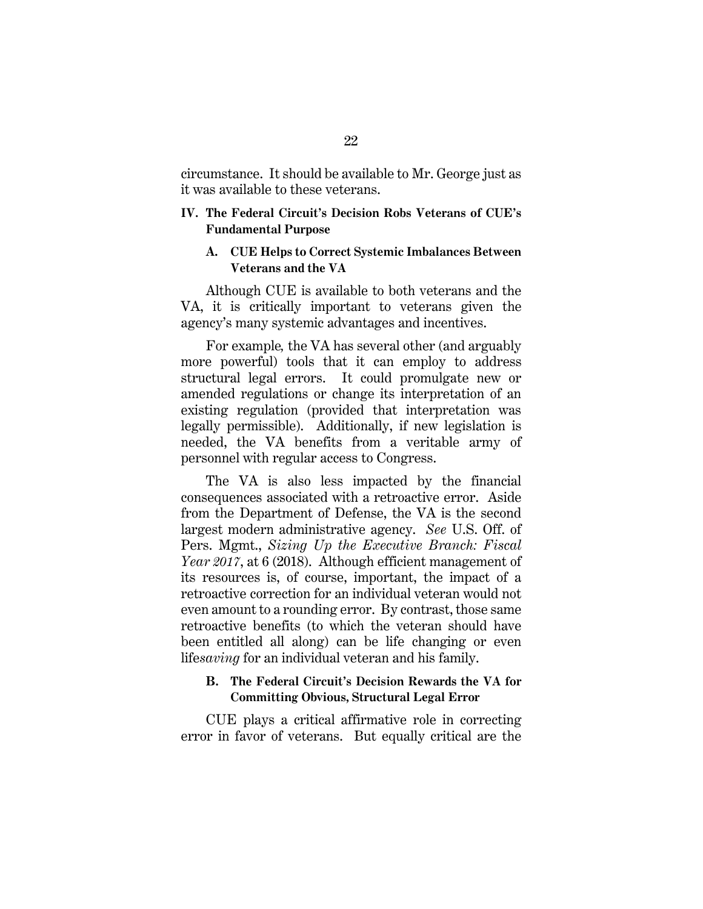circumstance. It should be available to Mr. George just as it was available to these veterans.

## IV. The Federal Circuit's Decision Robs Veterans of CUE's Fundamental Purpose

### A. CUE Helps to Correct Systemic Imbalances Between Veterans and the VA

Although CUE is available to both veterans and the VA, it is critically important to veterans given the agency's many systemic advantages and incentives.

For example, the VA has several other (and arguably more powerful) tools that it can employ to address structural legal errors. It could promulgate new or amended regulations or change its interpretation of an existing regulation (provided that interpretation was legally permissible). Additionally, if new legislation is needed, the VA benefits from a veritable army of personnel with regular access to Congress.

The VA is also less impacted by the financial consequences associated with a retroactive error. Aside from the Department of Defense, the VA is the second largest modern administrative agency. *See* U.S. Off. of Pers. Mgmt., *Sizing Up the Executive Branch: Fiscal Year 2017*, at 6 (2018). Although efficient management of its resources is, of course, important, the impact of a retroactive correction for an individual veteran would not even amount to a rounding error. By contrast, those same retroactive benefits (to which the veteran should have been entitled all along) can be life changing or even life*saving* for an individual veteran and his family.

### B. The Federal Circuit's Decision Rewards the VA for Committing Obvious, Structural Legal Error

CUE plays a critical affirmative role in correcting error in favor of veterans. But equally critical are the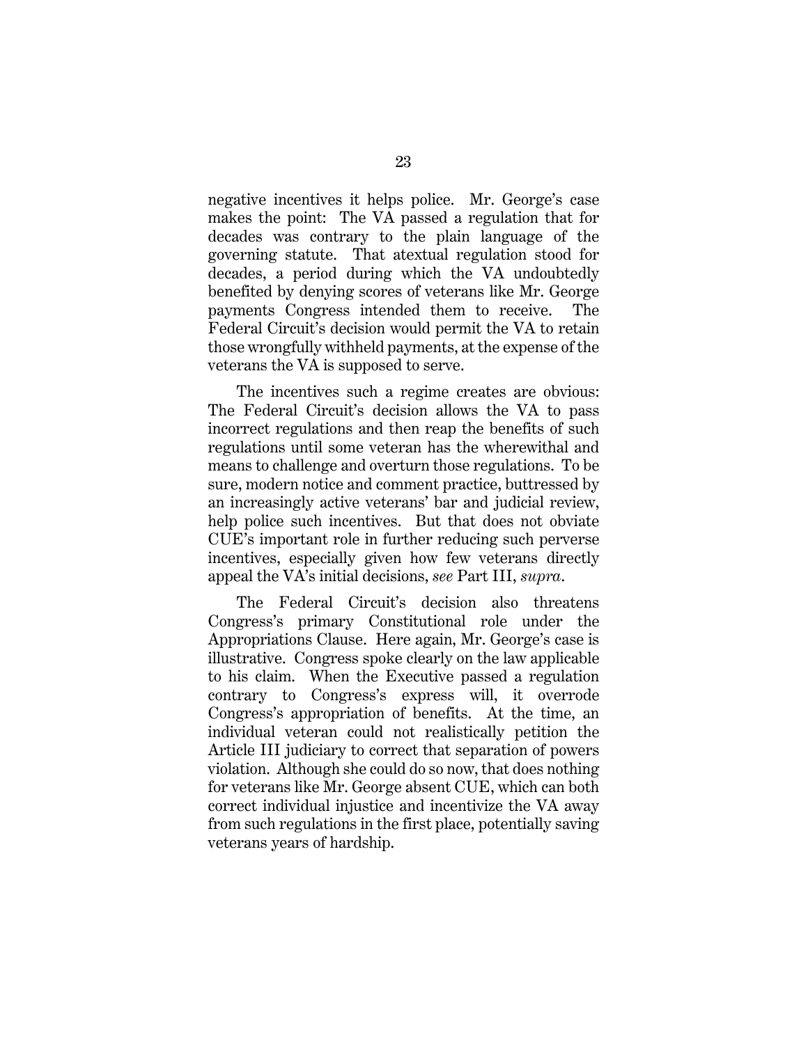negative incentives it helps police. Mr. George's case makes the point: The VA passed a regulation that for decades was contrary to the plain language of the governing statute. That atextual regulation stood for decades, a period during which the VA undoubtedly benefited by denying scores of veterans like Mr. George payments Congress intended them to receive. The Federal Circuit's decision would permit the VA to retain those wrongfully withheld payments, at the expense of the veterans the VA is supposed to serve.

The incentives such a regime creates are obvious: The Federal Circuit's decision allows the VA to pass incorrect regulations and then reap the benefits of such regulations until some veteran has the wherewithal and means to challenge and overturn those regulations. To be sure, modern notice and comment practice, buttressed by an increasingly active veterans' bar and judicial review, help police such incentives. But that does not obviate CUE's important role in further reducing such perverse incentives, especially given how few veterans directly appeal the VA's initial decisions, *see* Part III, *supra*.

The Federal Circuit's decision also threatens Congress's primary Constitutional role under the Appropriations Clause. Here again, Mr. George's case is illustrative. Congress spoke clearly on the law applicable to his claim. When the Executive passed a regulation contrary to Congress's express will, it overrode Congress's appropriation of benefits. At the time, an individual veteran could not realistically petition the Article III judiciary to correct that separation of powers violation. Although she could do so now, that does nothing for veterans like Mr. George absent CUE, which can both correct individual injustice and incentivize the VA away from such regulations in the first place, potentially saving veterans years of hardship.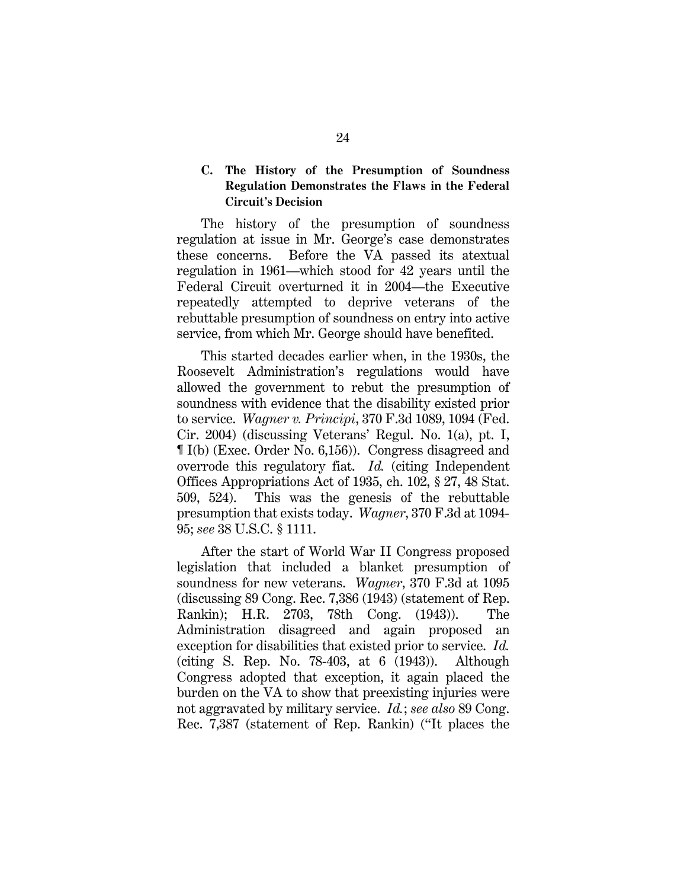### C. The History of the Presumption of Soundness Regulation Demonstrates the Flaws in the Federal Circuit's Decision

The history of the presumption of soundness regulation at issue in Mr. George's case demonstrates these concerns. Before the VA passed its atextual regulation in 1961—which stood for 42 years until the Federal Circuit overturned it in 2004—the Executive repeatedly attempted to deprive veterans of the rebuttable presumption of soundness on entry into active service, from which Mr. George should have benefited.

This started decades earlier when, in the 1930s, the Roosevelt Administration's regulations would have allowed the government to rebut the presumption of soundness with evidence that the disability existed prior to service. *Wagner v. Principi*, 370 F.3d 1089, 1094 (Fed. Cir. 2004) (discussing Veterans' Regul. No. 1(a), pt. I, ¶ I(b) (Exec. Order No. 6,156)). Congress disagreed and overrode this regulatory fiat. *Id.* (citing Independent Offices Appropriations Act of 1935, ch. 102, § 27, 48 Stat. 509, 524). This was the genesis of the rebuttable presumption that exists today. *Wagner*, 370 F.3d at 1094-95; *see* 38 U.S.C. § 1111.

After the start of World War II Congress proposed legislation that included a blanket presumption of soundness for new veterans. *Wagner*, 370 F.3d at 1095 (discussing 89 Cong. Rec. 7,386 (1943) (statement of Rep. Rankin); H.R. 2703, 78th Cong. (1943)). The Administration disagreed and again proposed an exception for disabilities that existed prior to service. *Id.* (citing S. Rep. No. 78-403, at 6 (1943)). Although Congress adopted that exception, it again placed the burden on the VA to show that preexisting injuries were not aggravated by military service. *Id.*; *see also* 89 Cong. Rec. 7,387 (statement of Rep. Rankin) ("It places the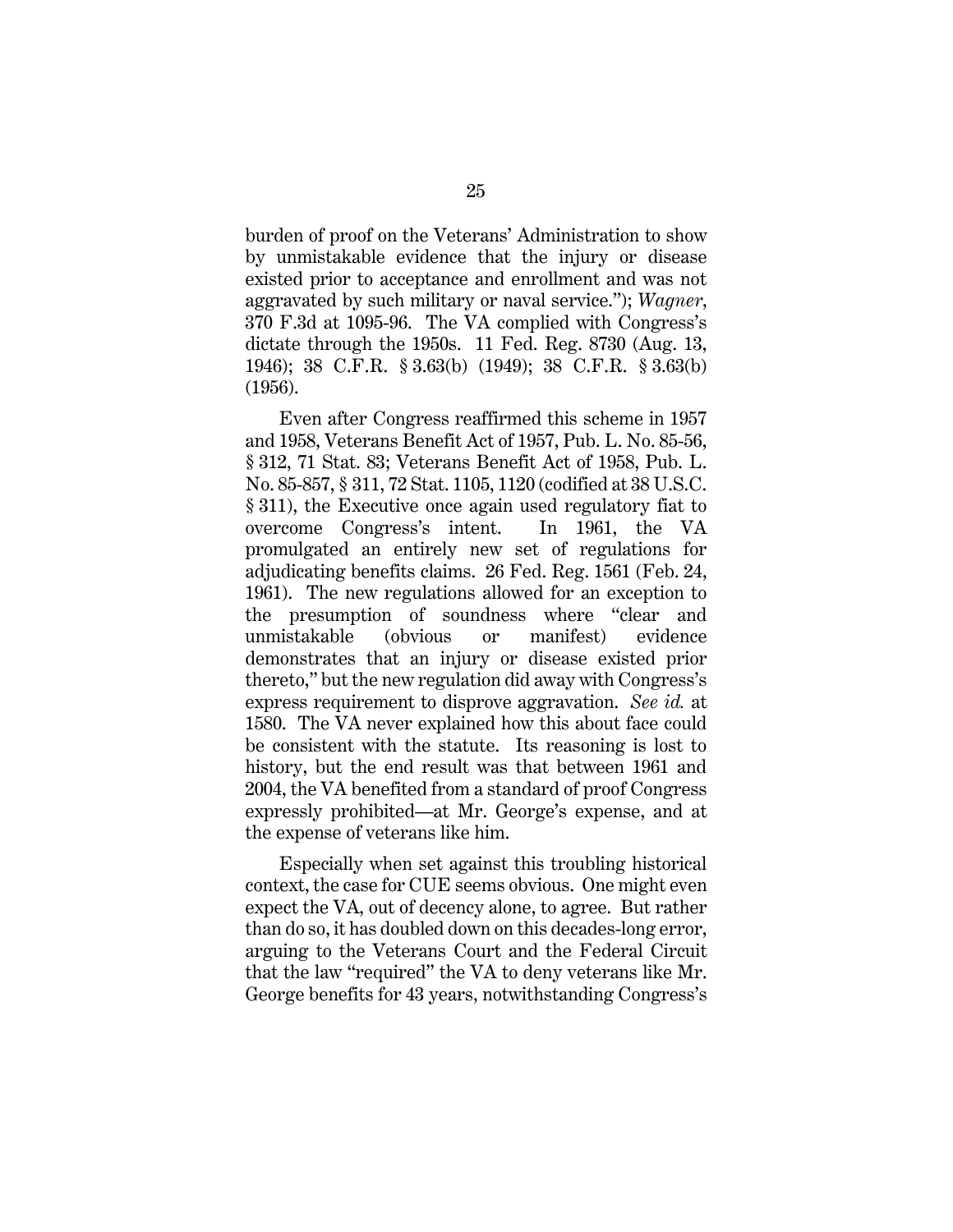burden of proof on the Veterans' Administration to show by unmistakable evidence that the injury or disease existed prior to acceptance and enrollment and was not aggravated by such military or naval service."); *Wagner*, 370 F.3d at 1095-96. The VA complied with Congress's dictate through the 1950s. 11 Fed. Reg. 8730 (Aug. 13, 1946); 38 C.F.R. § 3.63(b) (1949); 38 C.F.R. § 3.63(b) (1956).

Even after Congress reaffirmed this scheme in 1957 and 1958, Veterans Benefit Act of 1957, Pub. L. No. 85-56, § 312, 71 Stat. 83; Veterans Benefit Act of 1958, Pub. L. No. 85-857, § 311, 72 Stat. 1105, 1120 (codified at 38 U.S.C. § 311), the Executive once again used regulatory fiat to overcome Congress's intent. In 1961, the VA promulgated an entirely new set of regulations for adjudicating benefits claims. 26 Fed. Reg. 1561 (Feb. 24, 1961). The new regulations allowed for an exception to the presumption of soundness where "clear and unmistakable (obvious or manifest) evidence demonstrates that an injury or disease existed prior thereto," but the new regulation did away with Congress's express requirement to disprove aggravation. *See id.* at 1580. The VA never explained how this about face could be consistent with the statute. Its reasoning is lost to history, but the end result was that between 1961 and 2004, the VA benefited from a standard of proof Congress expressly prohibited—at Mr. George's expense, and at the expense of veterans like him.

Especially when set against this troubling historical context, the case for CUE seems obvious. One might even expect the VA, out of decency alone, to agree. But rather than do so, it has doubled down on this decades-long error, arguing to the Veterans Court and the Federal Circuit that the law "required" the VA to deny veterans like Mr. George benefits for 43 years, notwithstanding Congress's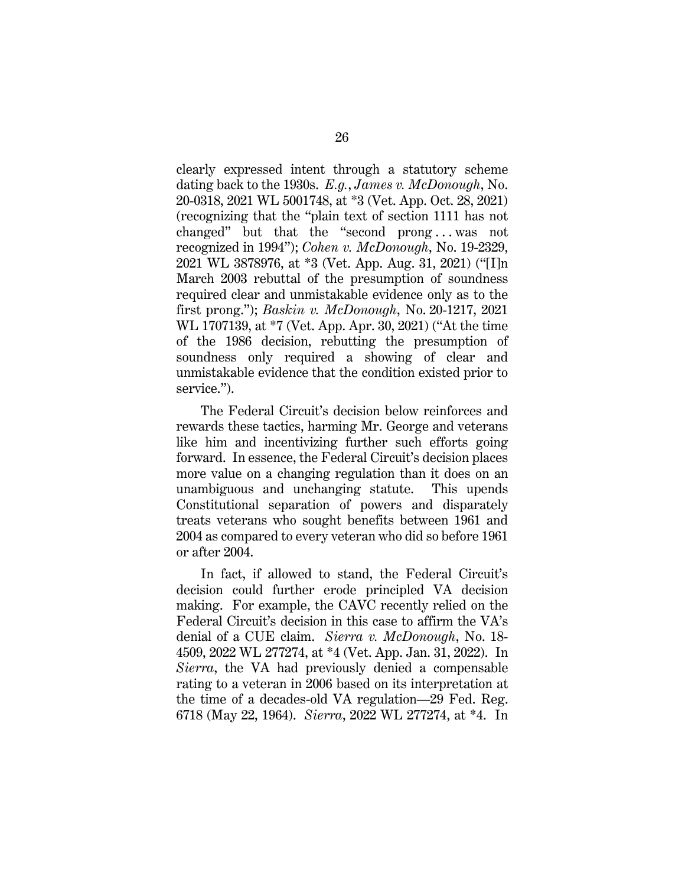clearly expressed intent through a statutory scheme dating back to the 1930s. *E.g.*, *James v. McDonough*, No. 20-0318, 2021 WL 5001748, at *3 (Vet. App. Oct. 28, 2021) (recognizing that the "plain text of section 1111 has not changed" but that the "second prong . . . was not recognized in 1994"); *Cohen v. McDonough*, No. 19-2329, 2021 WL 3878976, at *3 (Vet. App. Aug. 31, 2021) ("[I]n March 2003 rebuttal of the presumption of soundness required clear and unmistakable evidence only as to the first prong."); *Baskin v. McDonough*, No. 20-1217, 2021 WL 1707139, at *7 (Vet. App. Apr. 30, 2021) ("At the time of the 1986 decision, rebutting the presumption of soundness only required a showing of clear and unmistakable evidence that the condition existed prior to service.").

The Federal Circuit's decision below reinforces and rewards these tactics, harming Mr. George and veterans like him and incentivizing further such efforts going forward. In essence, the Federal Circuit's decision places more value on a changing regulation than it does on an unambiguous and unchanging statute. This upends Constitutional separation of powers and disparately treats veterans who sought benefits between 1961 and 2004 as compared to every veteran who did so before 1961 or after 2004.

In fact, if allowed to stand, the Federal Circuit's decision could further erode principled VA decision making. For example, the CAVC recently relied on the Federal Circuit's decision in this case to affirm the VA's denial of a CUE claim. *Sierra v. McDonough*, No. 18-4509, 2022 WL 277274, at *4 (Vet. App. Jan. 31, 2022). In *Sierra*, the VA had previously denied a compensable rating to a veteran in 2006 based on its interpretation at the time of a decades-old VA regulation—29 Fed. Reg. 6718 (May 22, 1964). *Sierra*, 2022 WL 277274, at *4. In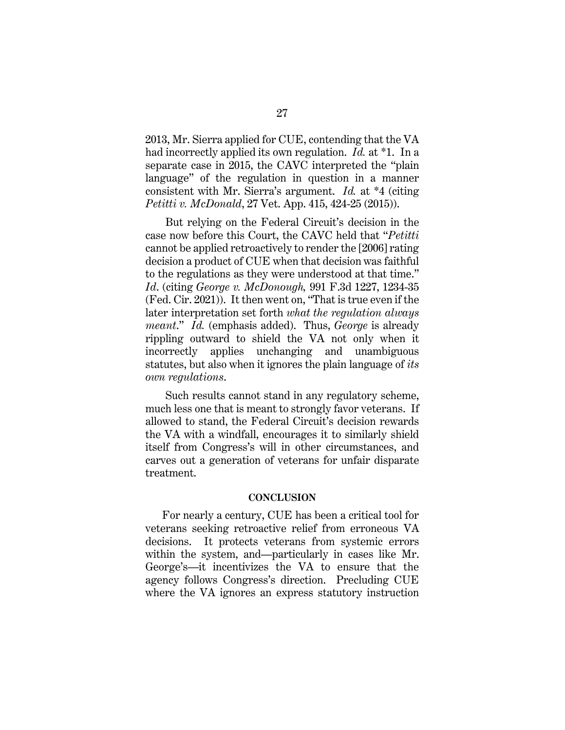2013, Mr. Sierra applied for CUE, contending that the VA had incorrectly applied its own regulation. *Id.* at *1. In a separate case in 2015, the CAVC interpreted the "plain language" of the regulation in question in a manner consistent with Mr. Sierra's argument. *Id.* at *4 (citing *Petitti v. McDonald*, 27 Vet. App. 415, 424-25 (2015)).

But relying on the Federal Circuit's decision in the case now before this Court, the CAVC held that "*Petitti* cannot be applied retroactively to render the [2006] rating decision a product of CUE when that decision was faithful to the regulations as they were understood at that time." *Id*. (citing *George v. McDonough,* 991 F.3d 1227, 1234-35 (Fed. Cir. 2021)). It then went on, "That is true even if the later interpretation set forth *what the regulation always meant*." *Id.* (emphasis added). Thus, *George* is already rippling outward to shield the VA not only when it incorrectly applies unchanging and unambiguous statutes, but also when it ignores the plain language of *its own regulations*.

Such results cannot stand in any regulatory scheme, much less one that is meant to strongly favor veterans. If allowed to stand, the Federal Circuit's decision rewards the VA with a windfall, encourages it to similarly shield itself from Congress's will in other circumstances, and carves out a generation of veterans for unfair disparate treatment.

## CONCLUSION

For nearly a century, CUE has been a critical tool for veterans seeking retroactive relief from erroneous VA decisions. It protects veterans from systemic errors within the system, and—particularly in cases like Mr. George's—it incentivizes the VA to ensure that the agency follows Congress's direction. Precluding CUE where the VA ignores an express statutory instruction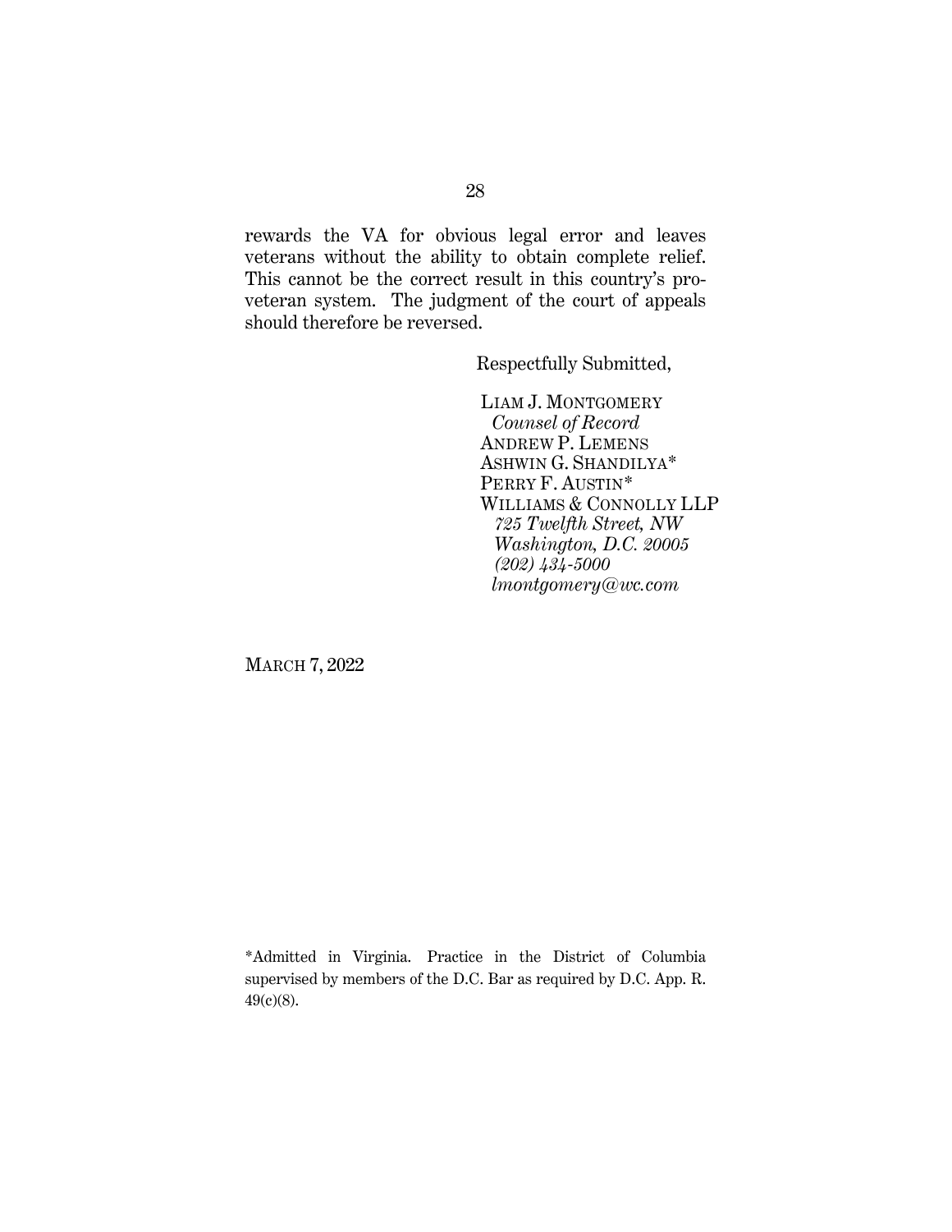rewards the VA for obvious legal error and leaves veterans without the ability to obtain complete relief. This cannot be the correct result in this country's pro-veteran system. The judgment of the court of appeals should therefore be reversed.

Respectfully Submitted,

LIAM J. MONTGOMERY
*Counsel of Record*
ANDREW P. LEMENS
ASHWIN G. SHANDILYA*
PERRY F. AUSTIN*
WILLIAMS & CONNOLLY LLP
*725 Twelfth Street, NW*
*Washington, D.C. 20005*
*(202) 434-5000*
*lmontgomery@wc.com*

MARCH 7, 2022

*Admitted in Virginia. Practice in the District of Columbia supervised by members of the D.C. Bar as required by D.C. App. R. 49(c)(8).